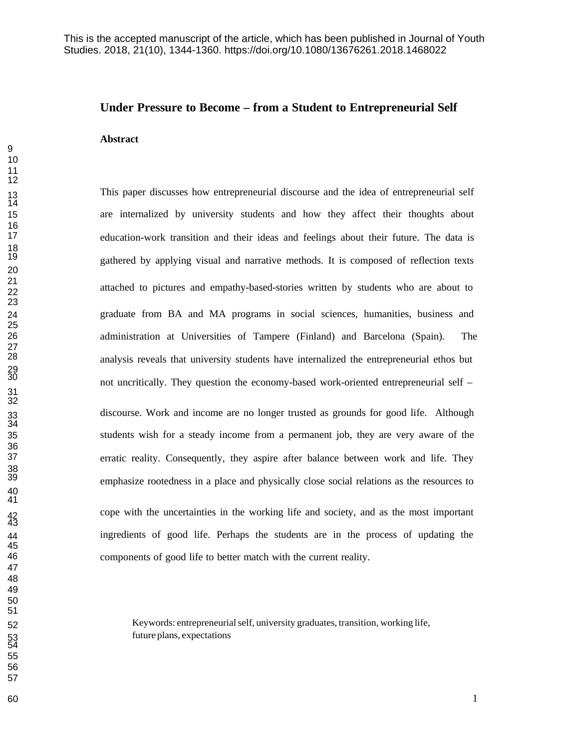This is the accepted manuscript of the article, which has been published in Journal of Youth Studies. 2018, 21(10), 1344-1360. https://doi.org/10.1080/13676261.2018.1468022

# Under Pressure to Become – from a Student to Entrepreneurial Self

## Abstract

This paper discusses how entrepreneurial discourse and the idea of entrepreneurial self are internalized by university students and how they affect their thoughts about education-work transition and their ideas and feelings about their future. The data is gathered by applying visual and narrative methods. It is composed of reflection texts attached to pictures and empathy-based-stories written by students who are about to graduate from BA and MA programs in social sciences, humanities, business and administration at Universities of Tampere (Finland) and Barcelona (Spain). The analysis reveals that university students have internalized the entrepreneurial ethos but not uncritically. They question the economy-based work-oriented entrepreneurial self – discourse. Work and income are no longer trusted as grounds for good life. Although students wish for a steady income from a permanent job, they are very aware of the erratic reality. Consequently, they aspire after balance between work and life. They emphasize rootedness in a place and physically close social relations as the resources to cope with the uncertainties in the working life and society, and as the most important ingredients of good life. Perhaps the students are in the process of updating the components of good life to better match with the current reality.

Keywords: entrepreneurial self, university graduates, transition, working life, future plans, expectations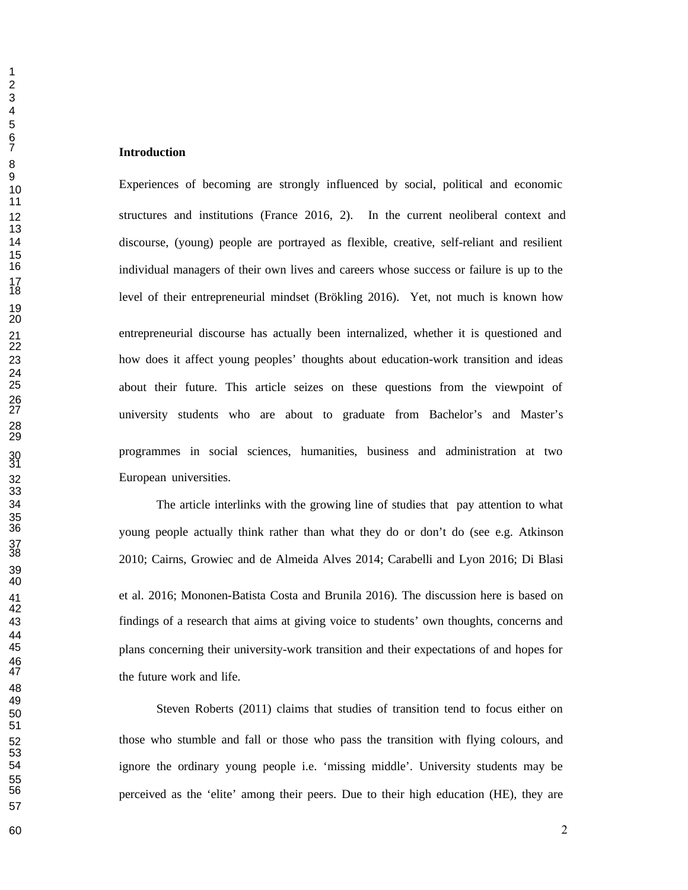## Introduction

Experiences of becoming are strongly influenced by social, political and economic structures and institutions (France 2016, 2). In the current neoliberal context and discourse, (young) people are portrayed as flexible, creative, self-reliant and resilient individual managers of their own lives and careers whose success or failure is up to the level of their entrepreneurial mindset (Brökling 2016). Yet, not much is known how entrepreneurial discourse has actually been internalized, whether it is questioned and how does it affect young peoples' thoughts about education-work transition and ideas about their future. This article seizes on these questions from the viewpoint of university students who are about to graduate from Bachelor's and Master's programmes in social sciences, humanities, business and administration at two European universities.

The article interlinks with the growing line of studies that pay attention to what young people actually think rather than what they do or don't do (see e.g. Atkinson 2010; Cairns, Growiec and de Almeida Alves 2014; Carabelli and Lyon 2016; Di Blasi et al. 2016; Mononen-Batista Costa and Brunila 2016). The discussion here is based on findings of a research that aims at giving voice to students' own thoughts, concerns and plans concerning their university-work transition and their expectations of and hopes for the future work and life.

Steven Roberts (2011) claims that studies of transition tend to focus either on those who stumble and fall or those who pass the transition with flying colours, and ignore the ordinary young people i.e. 'missing middle'. University students may be perceived as the 'elite' among their peers. Due to their high education (HE), they are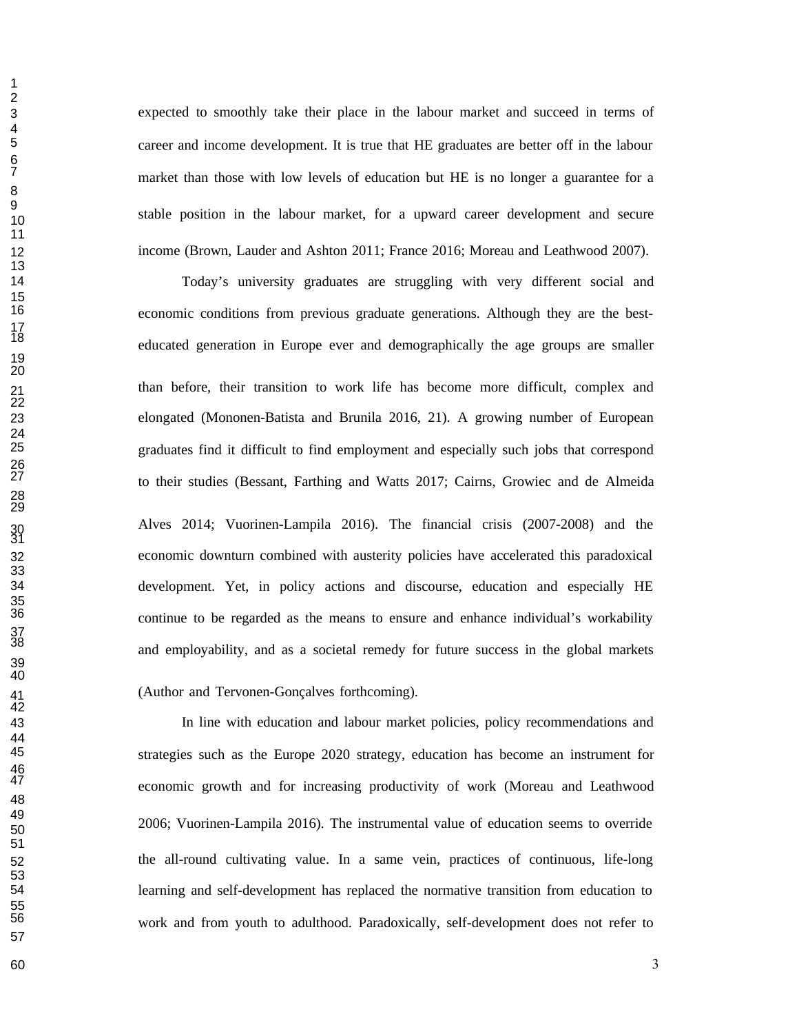expected to smoothly take their place in the labour market and succeed in terms of career and income development. It is true that HE graduates are better off in the labour market than those with low levels of education but HE is no longer a guarantee for a stable position in the labour market, for a upward career development and secure income (Brown, Lauder and Ashton 2011; France 2016; Moreau and Leathwood 2007).

Today's university graduates are struggling with very different social and economic conditions from previous graduate generations. Although they are the best-educated generation in Europe ever and demographically the age groups are smaller than before, their transition to work life has become more difficult, complex and elongated (Mononen-Batista and Brunila 2016, 21). A growing number of European graduates find it difficult to find employment and especially such jobs that correspond to their studies (Bessant, Farthing and Watts 2017; Cairns, Growiec and de Almeida Alves 2014; Vuorinen-Lampila 2016). The financial crisis (2007-2008) and the economic downturn combined with austerity policies have accelerated this paradoxical development. Yet, in policy actions and discourse, education and especially HE continue to be regarded as the means to ensure and enhance individual's workability and employability, and as a societal remedy for future success in the global markets (Author and Tervonen-Gonçalves forthcoming).

In line with education and labour market policies, policy recommendations and strategies such as the Europe 2020 strategy, education has become an instrument for economic growth and for increasing productivity of work (Moreau and Leathwood 2006; Vuorinen-Lampila 2016). The instrumental value of education seems to override the all-round cultivating value. In a same vein, practices of continuous, life-long learning and self-development has replaced the normative transition from education to work and from youth to adulthood. Paradoxically, self-development does not refer to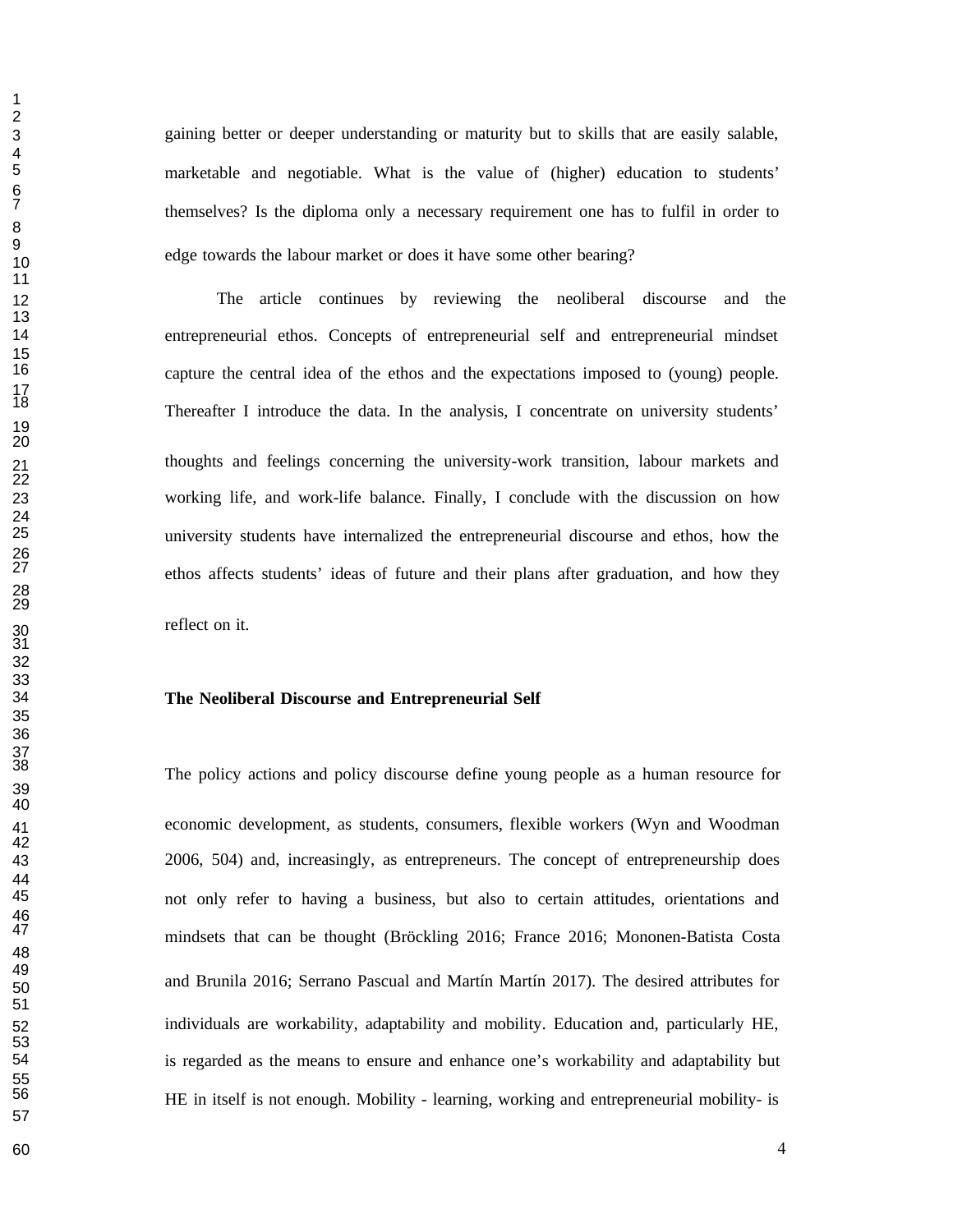gaining better or deeper understanding or maturity but to skills that are easily salable, marketable and negotiable. What is the value of (higher) education to students' themselves? Is the diploma only a necessary requirement one has to fulfil in order to edge towards the labour market or does it have some other bearing?

The article continues by reviewing the neoliberal discourse and the entrepreneurial ethos. Concepts of entrepreneurial self and entrepreneurial mindset capture the central idea of the ethos and the expectations imposed to (young) people. Thereafter I introduce the data. In the analysis, I concentrate on university students' thoughts and feelings concerning the university-work transition, labour markets and working life, and work-life balance. Finally, I conclude with the discussion on how university students have internalized the entrepreneurial discourse and ethos, how the ethos affects students' ideas of future and their plans after graduation, and how they reflect on it.

**The Neoliberal Discourse and Entrepreneurial Self**

The policy actions and policy discourse define young people as a human resource for economic development, as students, consumers, flexible workers (Wyn and Woodman 2006, 504) and, increasingly, as entrepreneurs. The concept of entrepreneurship does not only refer to having a business, but also to certain attitudes, orientations and mindsets that can be thought (Bröckling 2016; France 2016; Mononen-Batista Costa and Brunila 2016; Serrano Pascual and Martín Martín 2017). The desired attributes for individuals are workability, adaptability and mobility. Education and, particularly HE, is regarded as the means to ensure and enhance one's workability and adaptability but HE in itself is not enough. Mobility - learning, working and entrepreneurial mobility- is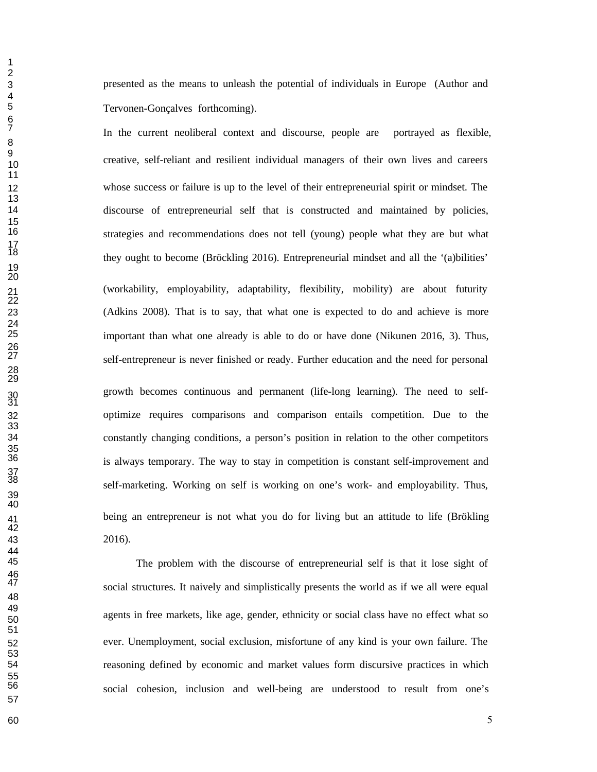presented as the means to unleash the potential of individuals in Europe (Author and Tervonen-Gonçalves forthcoming).

In the current neoliberal context and discourse, people are portrayed as flexible, creative, self-reliant and resilient individual managers of their own lives and careers whose success or failure is up to the level of their entrepreneurial spirit or mindset. The discourse of entrepreneurial self that is constructed and maintained by policies, strategies and recommendations does not tell (young) people what they are but what they ought to become (Bröckling 2016). Entrepreneurial mindset and all the '(a)bilities' (workability, employability, adaptability, flexibility, mobility) are about futurity (Adkins 2008). That is to say, that what one is expected to do and achieve is more important than what one already is able to do or have done (Nikunen 2016, 3). Thus, self-entrepreneur is never finished or ready. Further education and the need for personal growth becomes continuous and permanent (life-long learning). The need to self-optimize requires comparisons and comparison entails competition. Due to the constantly changing conditions, a person's position in relation to the other competitors is always temporary. The way to stay in competition is constant self-improvement and self-marketing. Working on self is working on one's work- and employability. Thus, being an entrepreneur is not what you do for living but an attitude to life (Brökling 2016).

The problem with the discourse of entrepreneurial self is that it lose sight of social structures. It naively and simplistically presents the world as if we all were equal agents in free markets, like age, gender, ethnicity or social class have no effect what so ever. Unemployment, social exclusion, misfortune of any kind is your own failure. The reasoning defined by economic and market values form discursive practices in which social cohesion, inclusion and well-being are understood to result from one's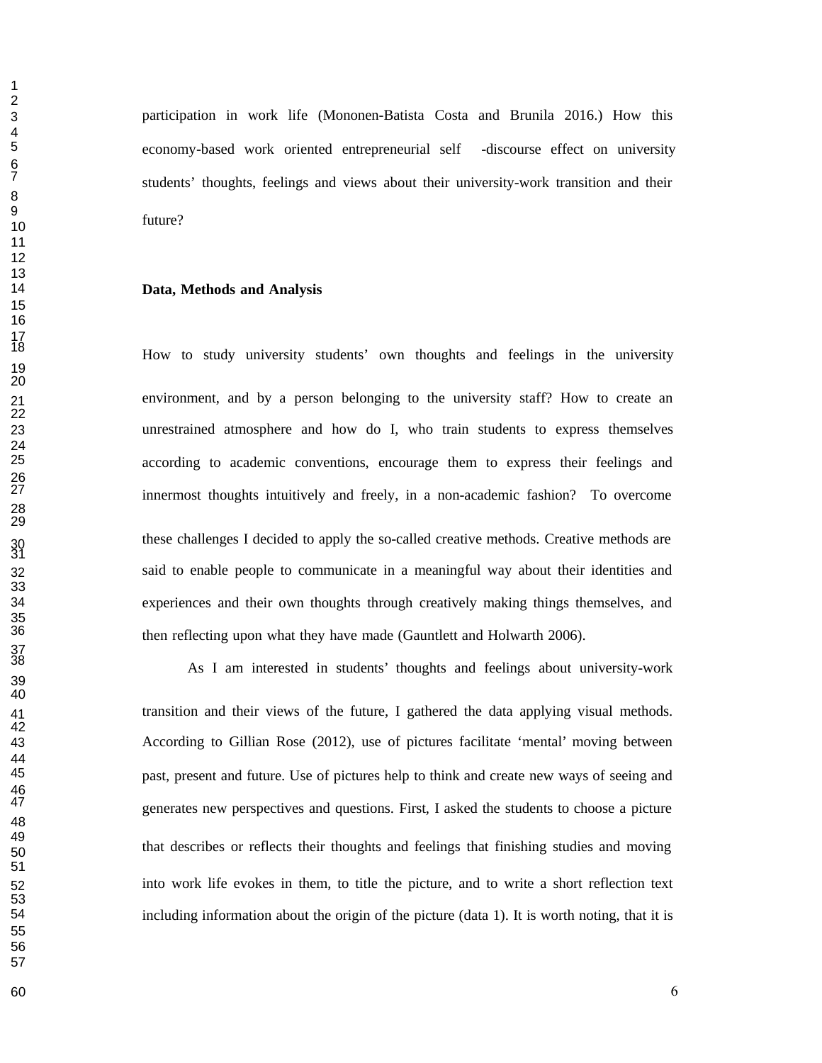participation in work life (Mononen-Batista Costa and Brunila 2016.) How this economy-based work oriented entrepreneurial self -discourse effect on university students' thoughts, feelings and views about their university-work transition and their future?

## Data, Methods and Analysis

How to study university students' own thoughts and feelings in the university environment, and by a person belonging to the university staff? How to create an unrestrained atmosphere and how do I, who train students to express themselves according to academic conventions, encourage them to express their feelings and innermost thoughts intuitively and freely, in a non-academic fashion? To overcome these challenges I decided to apply the so-called creative methods. Creative methods are said to enable people to communicate in a meaningful way about their identities and experiences and their own thoughts through creatively making things themselves, and then reflecting upon what they have made (Gauntlett and Holwarth 2006).

As I am interested in students' thoughts and feelings about university-work transition and their views of the future, I gathered the data applying visual methods. According to Gillian Rose (2012), use of pictures facilitate 'mental' moving between past, present and future. Use of pictures help to think and create new ways of seeing and generates new perspectives and questions. First, I asked the students to choose a picture that describes or reflects their thoughts and feelings that finishing studies and moving into work life evokes in them, to title the picture, and to write a short reflection text including information about the origin of the picture (data 1). It is worth noting, that it is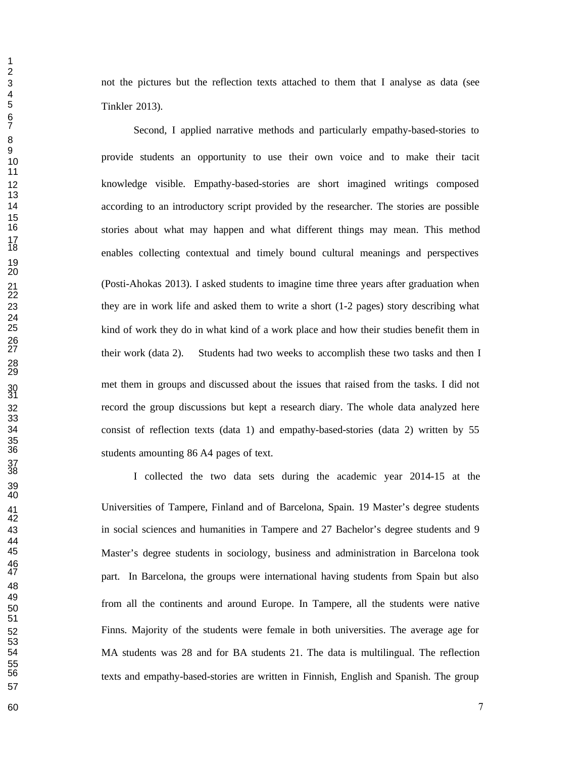not the pictures but the reflection texts attached to them that I analyse as data (see Tinkler 2013).

Second, I applied narrative methods and particularly empathy-based-stories to provide students an opportunity to use their own voice and to make their tacit knowledge visible. Empathy-based-stories are short imagined writings composed according to an introductory script provided by the researcher. The stories are possible stories about what may happen and what different things may mean. This method enables collecting contextual and timely bound cultural meanings and perspectives (Posti-Ahokas 2013). I asked students to imagine time three years after graduation when they are in work life and asked them to write a short (1-2 pages) story describing what kind of work they do in what kind of a work place and how their studies benefit them in their work (data 2). Students had two weeks to accomplish these two tasks and then I met them in groups and discussed about the issues that raised from the tasks. I did not record the group discussions but kept a research diary. The whole data analyzed here consist of reflection texts (data 1) and empathy-based-stories (data 2) written by 55 students amounting 86 A4 pages of text.

I collected the two data sets during the academic year 2014-15 at the Universities of Tampere, Finland and of Barcelona, Spain. 19 Master's degree students in social sciences and humanities in Tampere and 27 Bachelor's degree students and 9 Master's degree students in sociology, business and administration in Barcelona took part. In Barcelona, the groups were international having students from Spain but also from all the continents and around Europe. In Tampere, all the students were native Finns. Majority of the students were female in both universities. The average age for MA students was 28 and for BA students 21. The data is multilingual. The reflection texts and empathy-based-stories are written in Finnish, English and Spanish. The group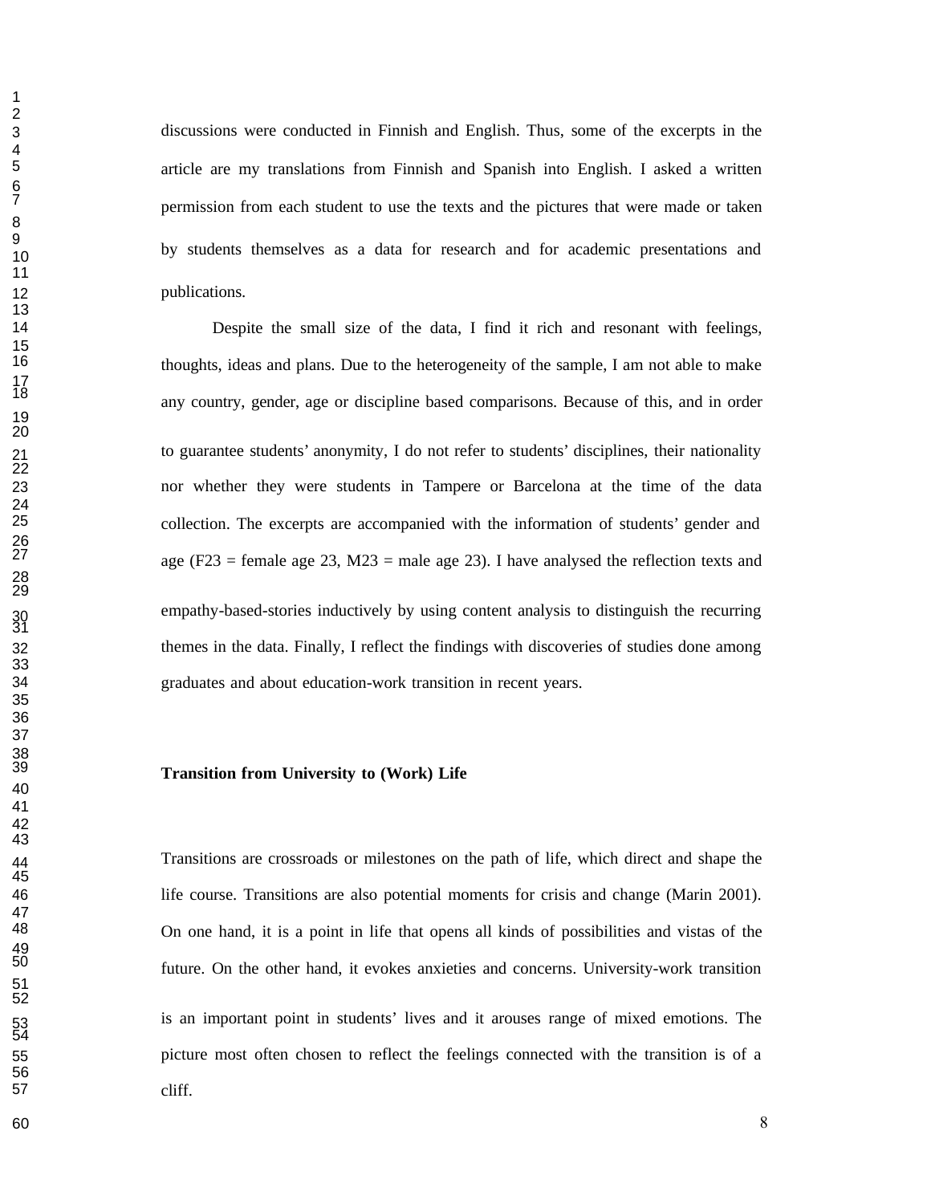discussions were conducted in Finnish and English. Thus, some of the excerpts in the article are my translations from Finnish and Spanish into English. I asked a written permission from each student to use the texts and the pictures that were made or taken by students themselves as a data for research and for academic presentations and publications.

Despite the small size of the data, I find it rich and resonant with feelings, thoughts, ideas and plans. Due to the heterogeneity of the sample, I am not able to make any country, gender, age or discipline based comparisons. Because of this, and in order to guarantee students' anonymity, I do not refer to students' disciplines, their nationality nor whether they were students in Tampere or Barcelona at the time of the data collection. The excerpts are accompanied with the information of students' gender and age (F23 = female age 23, M23 = male age 23). I have analysed the reflection texts and empathy-based-stories inductively by using content analysis to distinguish the recurring themes in the data. Finally, I reflect the findings with discoveries of studies done among graduates and about education-work transition in recent years.

## Transition from University to (Work) Life

Transitions are crossroads or milestones on the path of life, which direct and shape the life course. Transitions are also potential moments for crisis and change (Marin 2001). On one hand, it is a point in life that opens all kinds of possibilities and vistas of the future. On the other hand, it evokes anxieties and concerns. University-work transition is an important point in students' lives and it arouses range of mixed emotions. The picture most often chosen to reflect the feelings connected with the transition is of a cliff.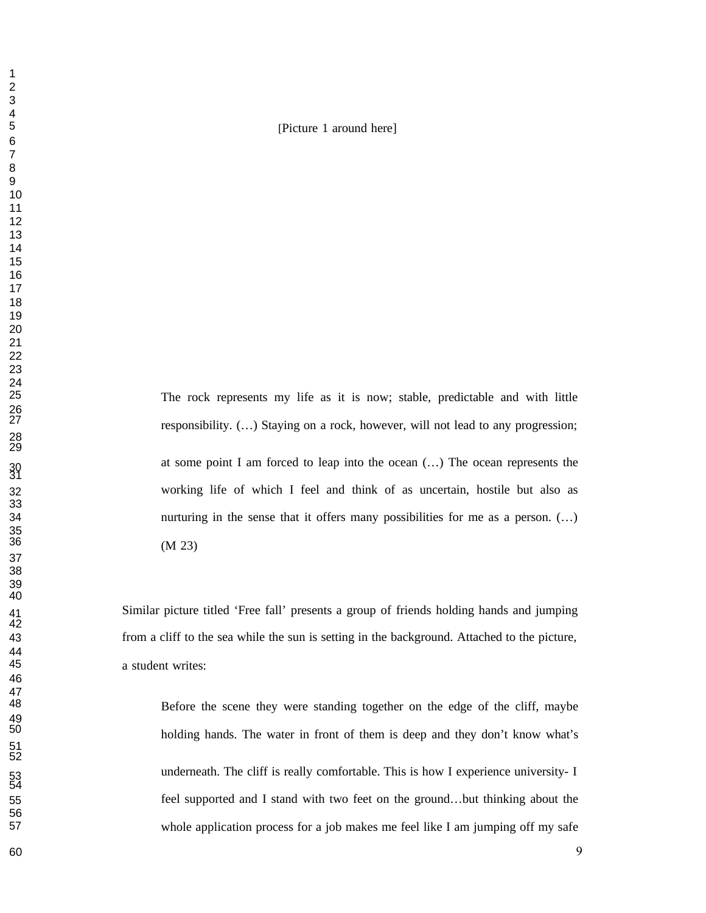[Picture 1 around here]

> The rock represents my life as it is now; stable, predictable and with little responsibility. (…) Staying on a rock, however, will not lead to any progression; at some point I am forced to leap into the ocean (…) The ocean represents the working life of which I feel and think of as uncertain, hostile but also as nurturing in the sense that it offers many possibilities for me as a person. (…) (M 23)

Similar picture titled 'Free fall' presents a group of friends holding hands and jumping from a cliff to the sea while the sun is setting in the background. Attached to the picture, a student writes:

> Before the scene they were standing together on the edge of the cliff, maybe holding hands. The water in front of them is deep and they don't know what's underneath. The cliff is really comfortable. This is how I experience university- I feel supported and I stand with two feet on the ground…but thinking about the whole application process for a job makes me feel like I am jumping off my safe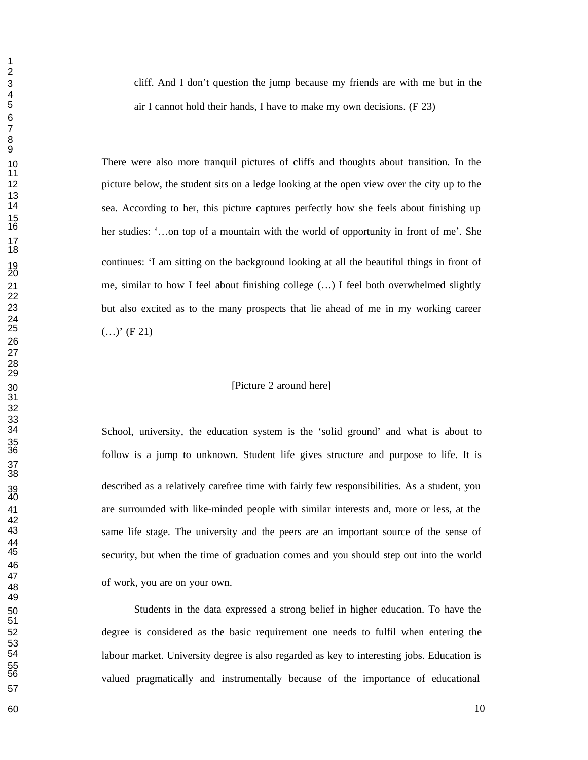cliff. And I don't question the jump because my friends are with me but in the air I cannot hold their hands, I have to make my own decisions. (F 23)

There were also more tranquil pictures of cliffs and thoughts about transition. In the picture below, the student sits on a ledge looking at the open view over the city up to the sea. According to her, this picture captures perfectly how she feels about finishing up her studies: '…on top of a mountain with the world of opportunity in front of me'. She continues: 'I am sitting on the background looking at all the beautiful things in front of me, similar to how I feel about finishing college (…) I feel both overwhelmed slightly but also excited as to the many prospects that lie ahead of me in my working career (…)' (F 21)

[Picture 2 around here]

School, university, the education system is the 'solid ground' and what is about to follow is a jump to unknown. Student life gives structure and purpose to life. It is described as a relatively carefree time with fairly few responsibilities. As a student, you are surrounded with like-minded people with similar interests and, more or less, at the same life stage. The university and the peers are an important source of the sense of security, but when the time of graduation comes and you should step out into the world of work, you are on your own.

Students in the data expressed a strong belief in higher education. To have the degree is considered as the basic requirement one needs to fulfil when entering the labour market. University degree is also regarded as key to interesting jobs. Education is valued pragmatically and instrumentally because of the importance of educational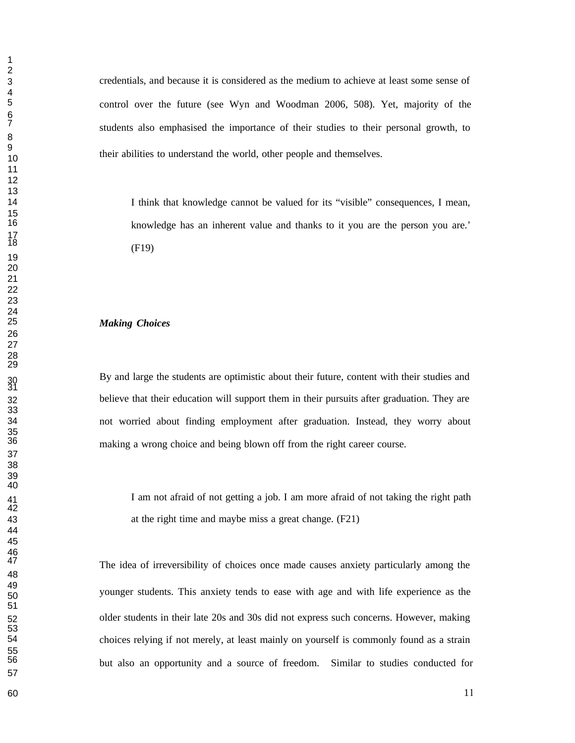credentials, and because it is considered as the medium to achieve at least some sense of control over the future (see Wyn and Woodman 2006, 508). Yet, majority of the students also emphasised the importance of their studies to their personal growth, to their abilities to understand the world, other people and themselves.

> I think that knowledge cannot be valued for its "visible" consequences, I mean, knowledge has an inherent value and thanks to it you are the person you are.' (F19)

***Making Choices***

By and large the students are optimistic about their future, content with their studies and believe that their education will support them in their pursuits after graduation. They are not worried about finding employment after graduation. Instead, they worry about making a wrong choice and being blown off from the right career course.

> I am not afraid of not getting a job. I am more afraid of not taking the right path at the right time and maybe miss a great change. (F21)

The idea of irreversibility of choices once made causes anxiety particularly among the younger students. This anxiety tends to ease with age and with life experience as the older students in their late 20s and 30s did not express such concerns. However, making choices relying if not merely, at least mainly on yourself is commonly found as a strain but also an opportunity and a source of freedom. Similar to studies conducted for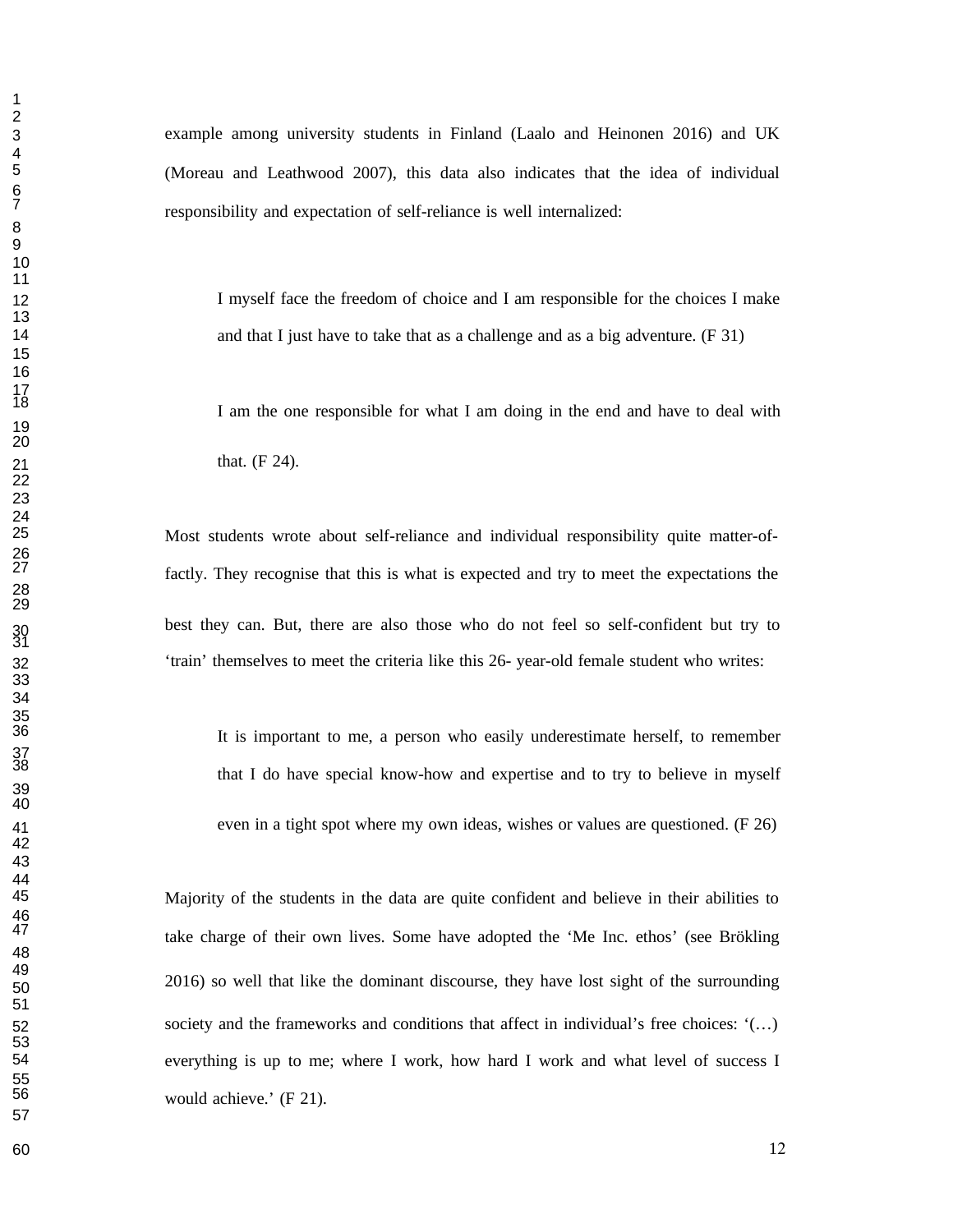example among university students in Finland (Laalo and Heinonen 2016) and UK (Moreau and Leathwood 2007), this data also indicates that the idea of individual responsibility and expectation of self-reliance is well internalized:

> I myself face the freedom of choice and I am responsible for the choices I make and that I just have to take that as a challenge and as a big adventure. (F 31)

> I am the one responsible for what I am doing in the end and have to deal with that. (F 24).

Most students wrote about self-reliance and individual responsibility quite matter-of-factly. They recognise that this is what is expected and try to meet the expectations the best they can. But, there are also those who do not feel so self-confident but try to 'train' themselves to meet the criteria like this 26- year-old female student who writes:

> It is important to me, a person who easily underestimate herself, to remember that I do have special know-how and expertise and to try to believe in myself even in a tight spot where my own ideas, wishes or values are questioned. (F 26)

Majority of the students in the data are quite confident and believe in their abilities to take charge of their own lives. Some have adopted the 'Me Inc. ethos' (see Brökling 2016) so well that like the dominant discourse, they have lost sight of the surrounding society and the frameworks and conditions that affect in individual's free choices: '(…) everything is up to me; where I work, how hard I work and what level of success I would achieve.' (F 21).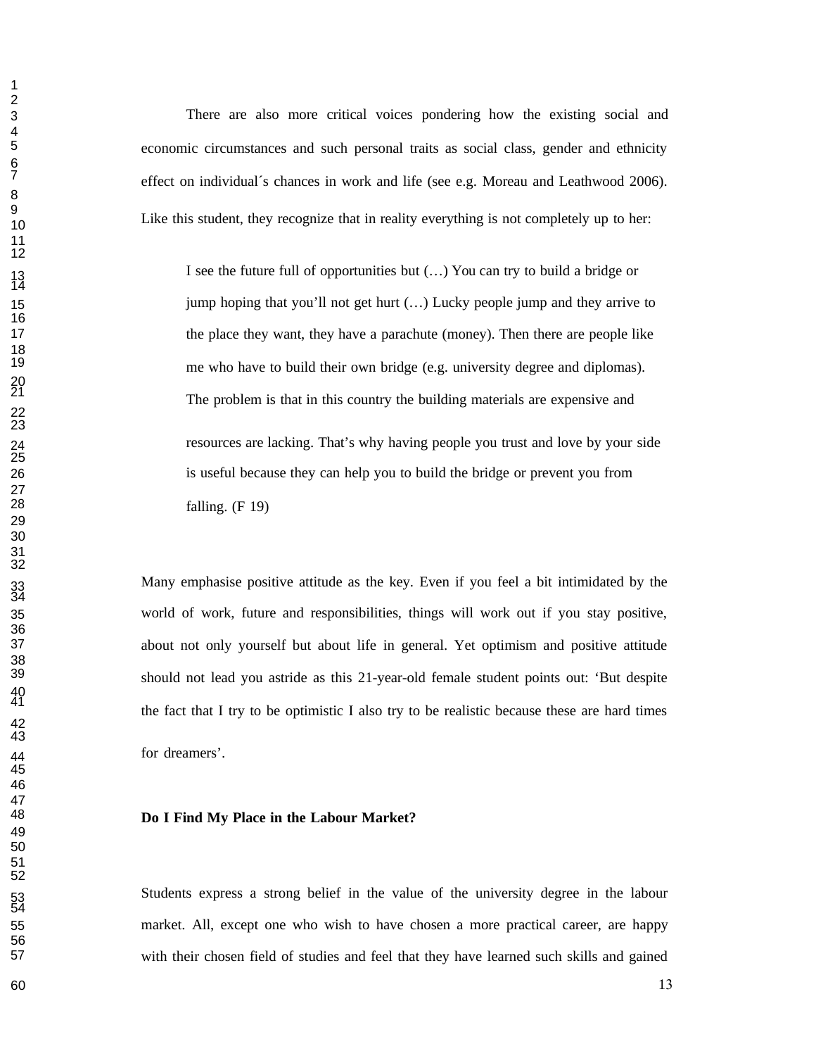There are also more critical voices pondering how the existing social and economic circumstances and such personal traits as social class, gender and ethnicity effect on individual´s chances in work and life (see e.g. Moreau and Leathwood 2006). Like this student, they recognize that in reality everything is not completely up to her:

> I see the future full of opportunities but (…) You can try to build a bridge or jump hoping that you'll not get hurt (…) Lucky people jump and they arrive to the place they want, they have a parachute (money). Then there are people like me who have to build their own bridge (e.g. university degree and diplomas). The problem is that in this country the building materials are expensive and resources are lacking. That's why having people you trust and love by your side is useful because they can help you to build the bridge or prevent you from falling. (F 19)

Many emphasise positive attitude as the key. Even if you feel a bit intimidated by the world of work, future and responsibilities, things will work out if you stay positive, about not only yourself but about life in general. Yet optimism and positive attitude should not lead you astride as this 21-year-old female student points out: 'But despite the fact that I try to be optimistic I also try to be realistic because these are hard times for dreamers'.

**Do I Find My Place in the Labour Market?**

Students express a strong belief in the value of the university degree in the labour market. All, except one who wish to have chosen a more practical career, are happy with their chosen field of studies and feel that they have learned such skills and gained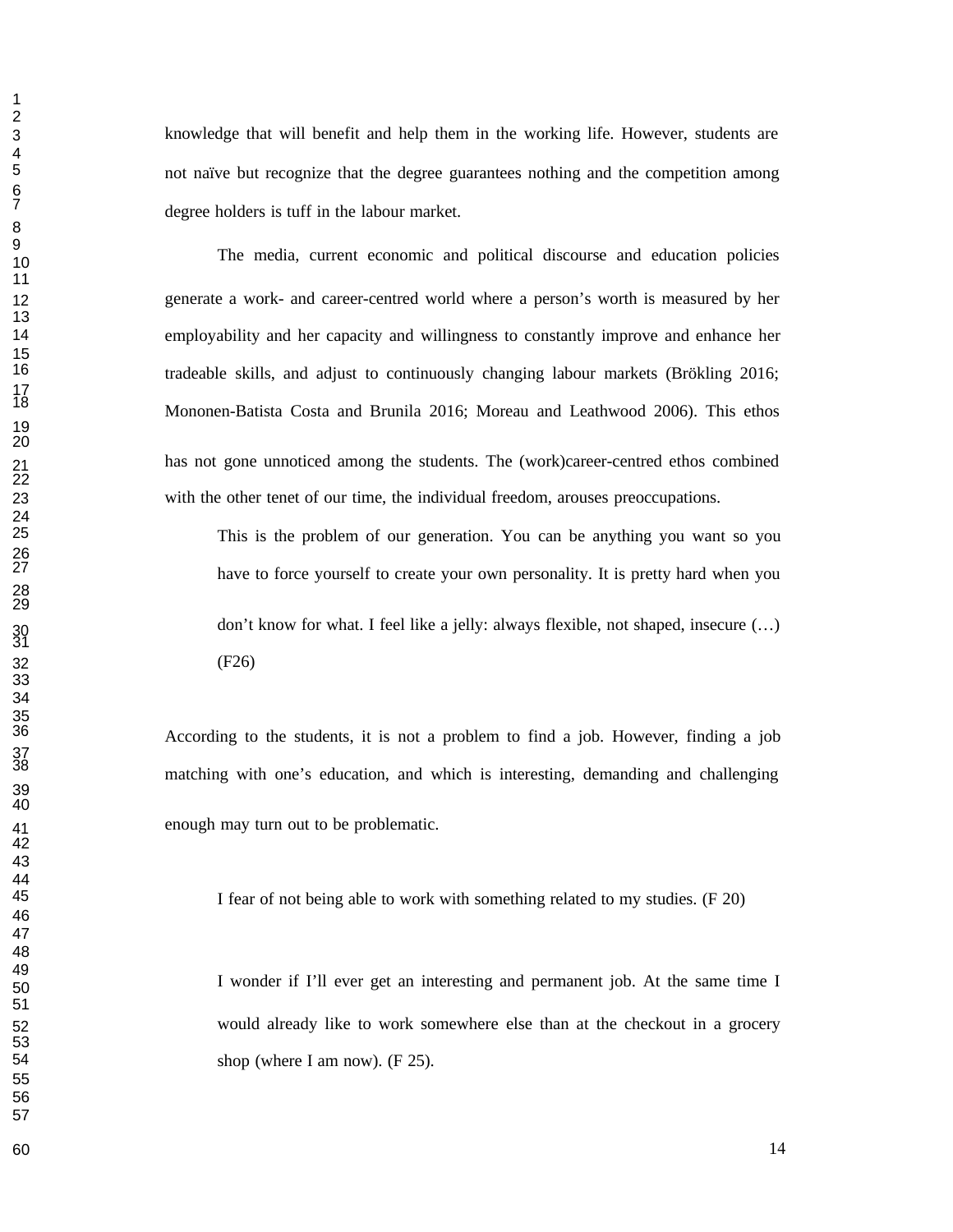knowledge that will benefit and help them in the working life. However, students are not naïve but recognize that the degree guarantees nothing and the competition among degree holders is tuff in the labour market.

The media, current economic and political discourse and education policies generate a work- and career-centred world where a person's worth is measured by her employability and her capacity and willingness to constantly improve and enhance her tradeable skills, and adjust to continuously changing labour markets (Brökling 2016; Mononen-Batista Costa and Brunila 2016; Moreau and Leathwood 2006). This ethos has not gone unnoticed among the students. The (work)career-centred ethos combined with the other tenet of our time, the individual freedom, arouses preoccupations.

> This is the problem of our generation. You can be anything you want so you have to force yourself to create your own personality. It is pretty hard when you don't know for what. I feel like a jelly: always flexible, not shaped, insecure (…) (F26)

According to the students, it is not a problem to find a job. However, finding a job matching with one's education, and which is interesting, demanding and challenging enough may turn out to be problematic.

> I fear of not being able to work with something related to my studies. (F 20)

> I wonder if I'll ever get an interesting and permanent job. At the same time I would already like to work somewhere else than at the checkout in a grocery shop (where I am now). (F 25).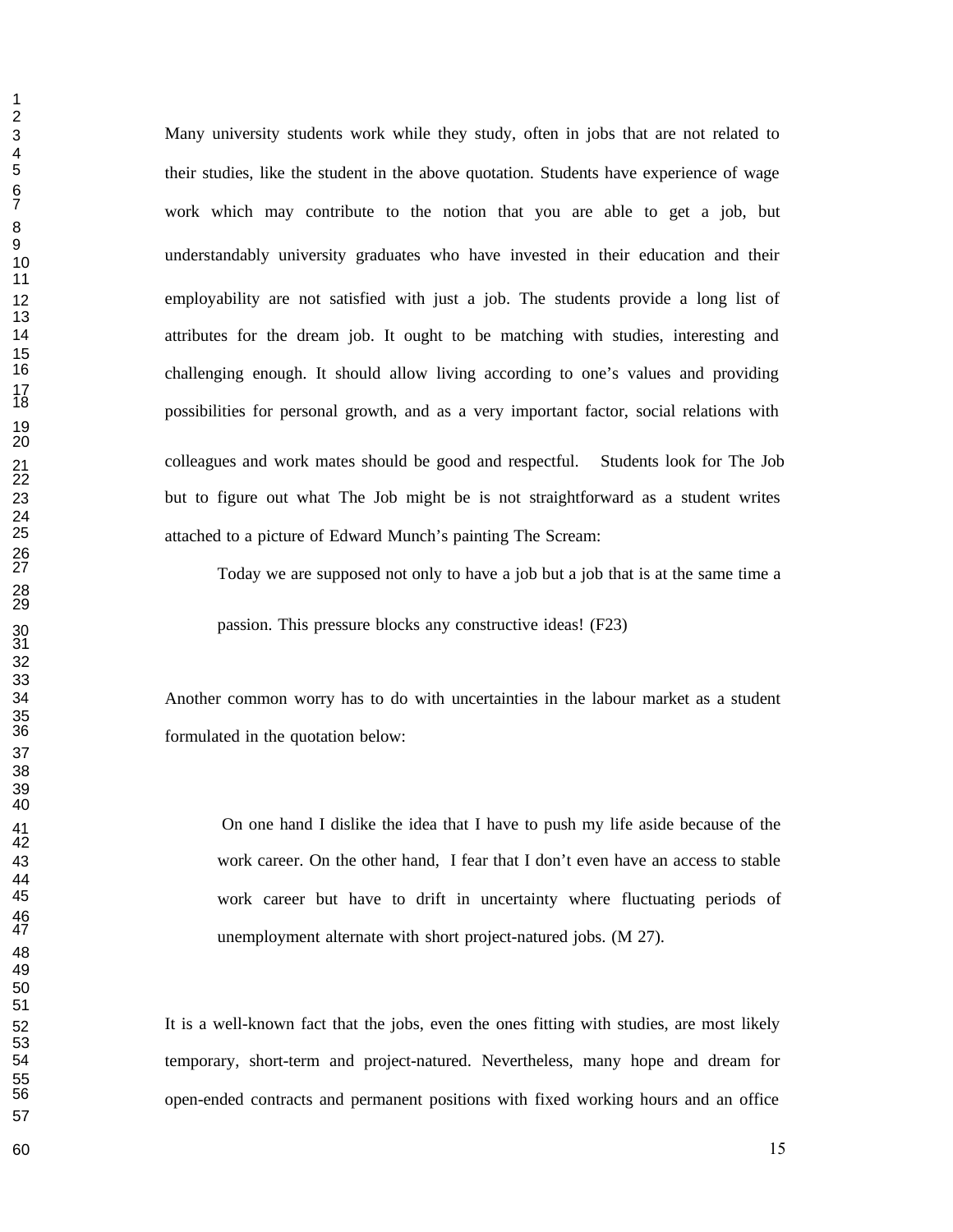Many university students work while they study, often in jobs that are not related to their studies, like the student in the above quotation. Students have experience of wage work which may contribute to the notion that you are able to get a job, but understandably university graduates who have invested in their education and their employability are not satisfied with just a job. The students provide a long list of attributes for the dream job. It ought to be matching with studies, interesting and challenging enough. It should allow living according to one's values and providing possibilities for personal growth, and as a very important factor, social relations with colleagues and work mates should be good and respectful. Students look for The Job but to figure out what The Job might be is not straightforward as a student writes attached to a picture of Edward Munch's painting The Scream:

> Today we are supposed not only to have a job but a job that is at the same time a passion. This pressure blocks any constructive ideas! (F23)

Another common worry has to do with uncertainties in the labour market as a student formulated in the quotation below:

> On one hand I dislike the idea that I have to push my life aside because of the work career. On the other hand, I fear that I don't even have an access to stable work career but have to drift in uncertainty where fluctuating periods of unemployment alternate with short project-natured jobs. (M 27).

It is a well-known fact that the jobs, even the ones fitting with studies, are most likely temporary, short-term and project-natured. Nevertheless, many hope and dream for open-ended contracts and permanent positions with fixed working hours and an office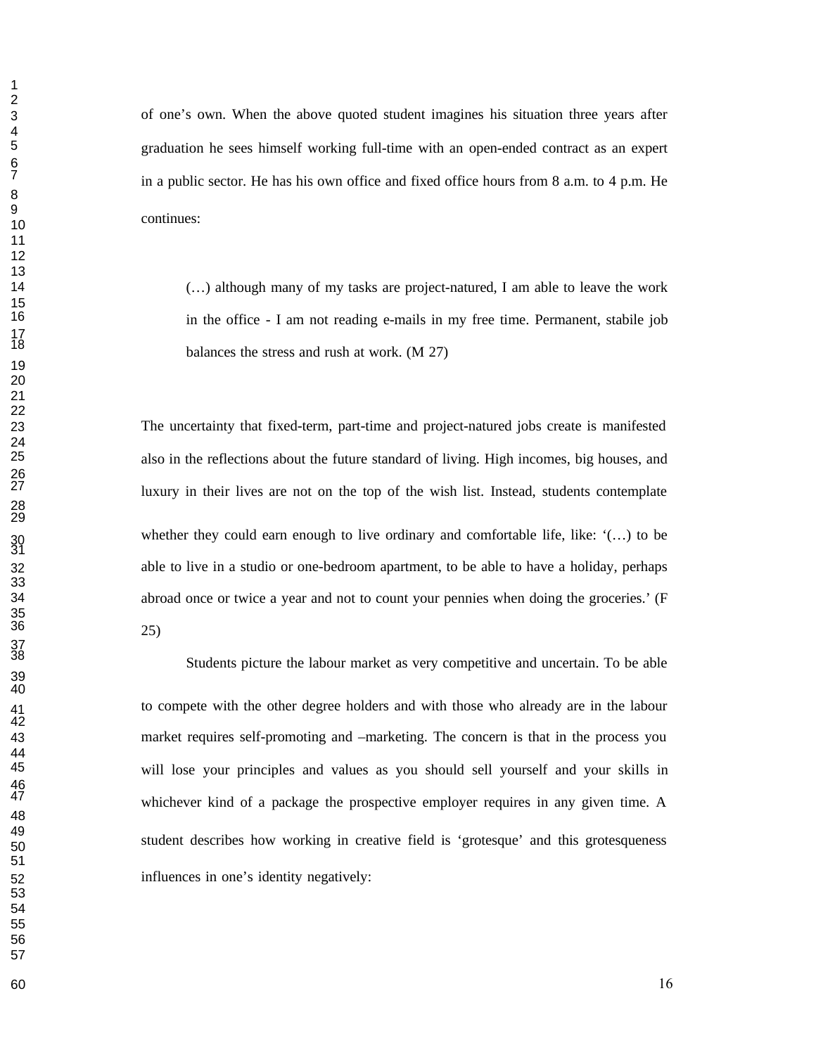of one's own. When the above quoted student imagines his situation three years after graduation he sees himself working full-time with an open-ended contract as an expert in a public sector. He has his own office and fixed office hours from 8 a.m. to 4 p.m. He continues:

> (…) although many of my tasks are project-natured, I am able to leave the work in the office - I am not reading e-mails in my free time. Permanent, stabile job balances the stress and rush at work. (M 27)

The uncertainty that fixed-term, part-time and project-natured jobs create is manifested also in the reflections about the future standard of living. High incomes, big houses, and luxury in their lives are not on the top of the wish list. Instead, students contemplate whether they could earn enough to live ordinary and comfortable life, like: '(…) to be able to live in a studio or one-bedroom apartment, to be able to have a holiday, perhaps abroad once or twice a year and not to count your pennies when doing the groceries.' (F 25)

Students picture the labour market as very competitive and uncertain. To be able to compete with the other degree holders and with those who already are in the labour market requires self-promoting and –marketing. The concern is that in the process you will lose your principles and values as you should sell yourself and your skills in whichever kind of a package the prospective employer requires in any given time. A student describes how working in creative field is 'grotesque' and this grotesqueness influences in one's identity negatively: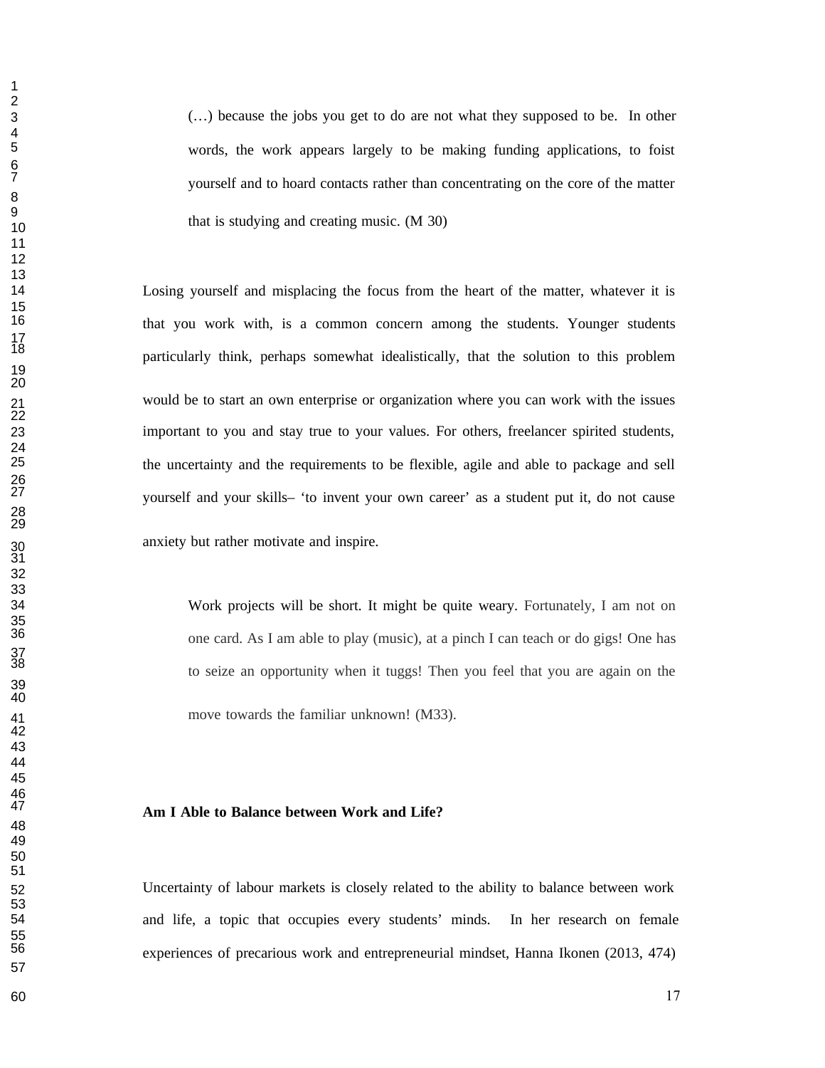> (…) because the jobs you get to do are not what they supposed to be. In other words, the work appears largely to be making funding applications, to foist yourself and to hoard contacts rather than concentrating on the core of the matter that is studying and creating music. (M 30)

Losing yourself and misplacing the focus from the heart of the matter, whatever it is that you work with, is a common concern among the students. Younger students particularly think, perhaps somewhat idealistically, that the solution to this problem would be to start an own enterprise or organization where you can work with the issues important to you and stay true to your values. For others, freelancer spirited students, the uncertainty and the requirements to be flexible, agile and able to package and sell yourself and your skills– 'to invent your own career' as a student put it, do not cause anxiety but rather motivate and inspire.

> Work projects will be short. It might be quite weary. Fortunately, I am not on one card. As I am able to play (music), at a pinch I can teach or do gigs! One has to seize an opportunity when it tuggs! Then you feel that you are again on the move towards the familiar unknown! (M33).

**Am I Able to Balance between Work and Life?**

Uncertainty of labour markets is closely related to the ability to balance between work and life, a topic that occupies every students' minds. In her research on female experiences of precarious work and entrepreneurial mindset, Hanna Ikonen (2013, 474)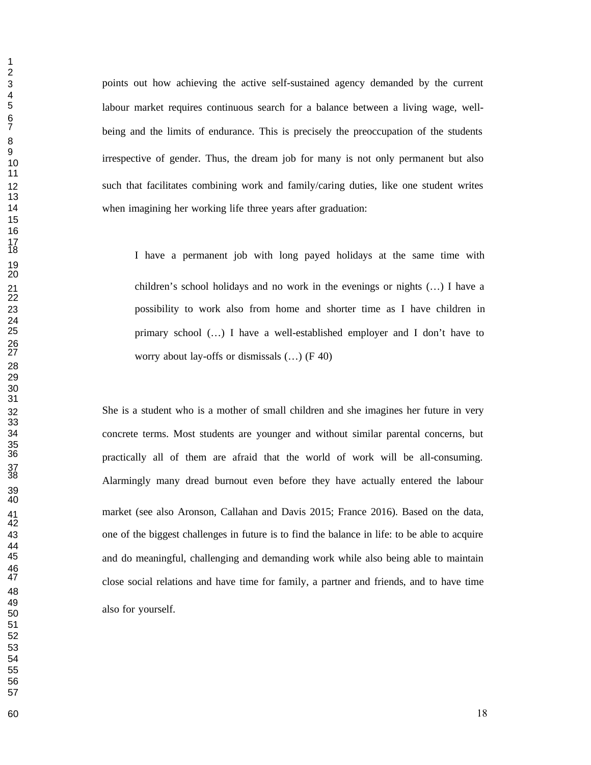points out how achieving the active self-sustained agency demanded by the current labour market requires continuous search for a balance between a living wage, well-being and the limits of endurance. This is precisely the preoccupation of the students irrespective of gender. Thus, the dream job for many is not only permanent but also such that facilitates combining work and family/caring duties, like one student writes when imagining her working life three years after graduation:

> I have a permanent job with long payed holidays at the same time with children's school holidays and no work in the evenings or nights (…) I have a possibility to work also from home and shorter time as I have children in primary school (…) I have a well-established employer and I don't have to worry about lay-offs or dismissals (…) (F 40)

She is a student who is a mother of small children and she imagines her future in very concrete terms. Most students are younger and without similar parental concerns, but practically all of them are afraid that the world of work will be all-consuming. Alarmingly many dread burnout even before they have actually entered the labour market (see also Aronson, Callahan and Davis 2015; France 2016). Based on the data, one of the biggest challenges in future is to find the balance in life: to be able to acquire and do meaningful, challenging and demanding work while also being able to maintain close social relations and have time for family, a partner and friends, and to have time also for yourself.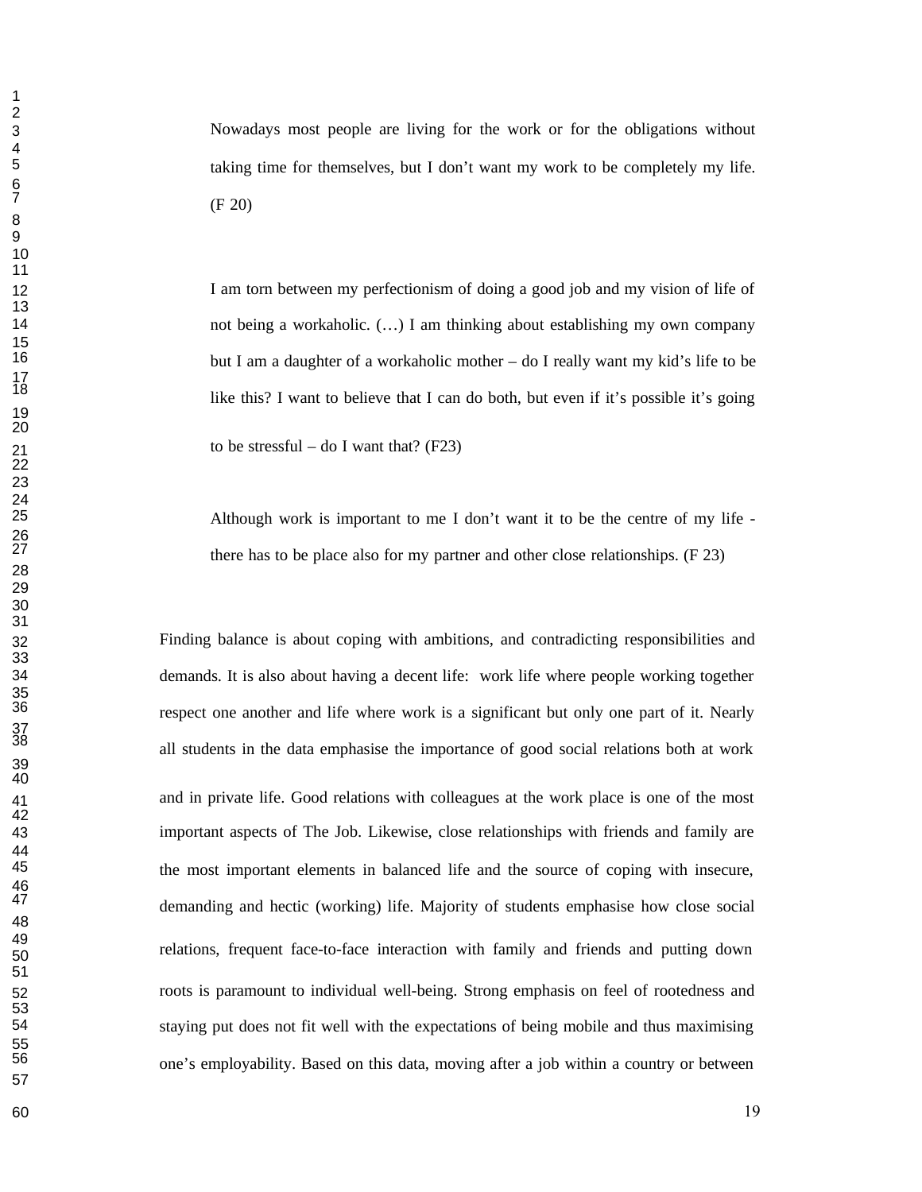> Nowadays most people are living for the work or for the obligations without taking time for themselves, but I don't want my work to be completely my life. (F 20)

> I am torn between my perfectionism of doing a good job and my vision of life of not being a workaholic. (…) I am thinking about establishing my own company but I am a daughter of a workaholic mother – do I really want my kid's life to be like this? I want to believe that I can do both, but even if it's possible it's going to be stressful – do I want that? (F23)

> Although work is important to me I don't want it to be the centre of my life - there has to be place also for my partner and other close relationships. (F 23)

Finding balance is about coping with ambitions, and contradicting responsibilities and demands. It is also about having a decent life: work life where people working together respect one another and life where work is a significant but only one part of it. Nearly all students in the data emphasise the importance of good social relations both at work and in private life. Good relations with colleagues at the work place is one of the most important aspects of The Job. Likewise, close relationships with friends and family are the most important elements in balanced life and the source of coping with insecure, demanding and hectic (working) life. Majority of students emphasise how close social relations, frequent face-to-face interaction with family and friends and putting down roots is paramount to individual well-being. Strong emphasis on feel of rootedness and staying put does not fit well with the expectations of being mobile and thus maximising one's employability. Based on this data, moving after a job within a country or between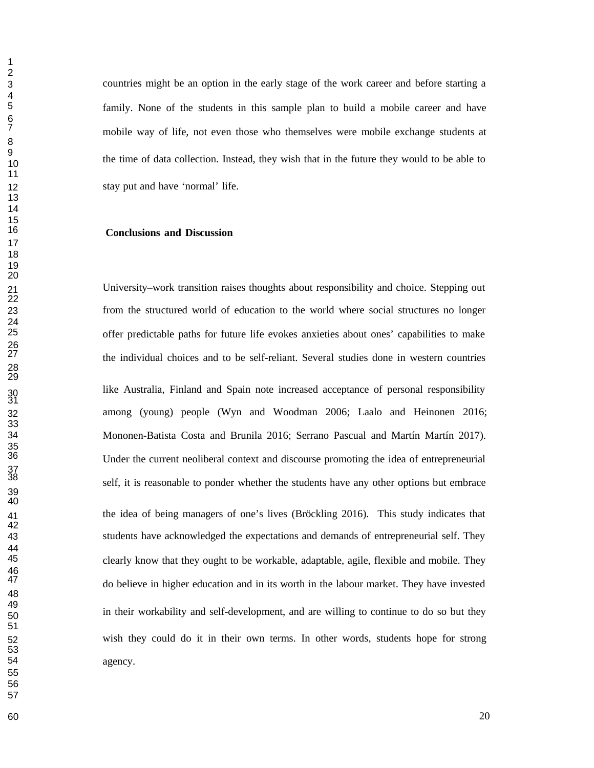countries might be an option in the early stage of the work career and before starting a family. None of the students in this sample plan to build a mobile career and have mobile way of life, not even those who themselves were mobile exchange students at the time of data collection. Instead, they wish that in the future they would to be able to stay put and have 'normal' life.

## Conclusions and Discussion

University–work transition raises thoughts about responsibility and choice. Stepping out from the structured world of education to the world where social structures no longer offer predictable paths for future life evokes anxieties about ones' capabilities to make the individual choices and to be self-reliant. Several studies done in western countries like Australia, Finland and Spain note increased acceptance of personal responsibility among (young) people (Wyn and Woodman 2006; Laalo and Heinonen 2016; Mononen-Batista Costa and Brunila 2016; Serrano Pascual and Martín Martín 2017). Under the current neoliberal context and discourse promoting the idea of entrepreneurial self, it is reasonable to ponder whether the students have any other options but embrace the idea of being managers of one's lives (Bröckling 2016). This study indicates that students have acknowledged the expectations and demands of entrepreneurial self. They clearly know that they ought to be workable, adaptable, agile, flexible and mobile. They do believe in higher education and in its worth in the labour market. They have invested in their workability and self-development, and are willing to continue to do so but they wish they could do it in their own terms. In other words, students hope for strong agency.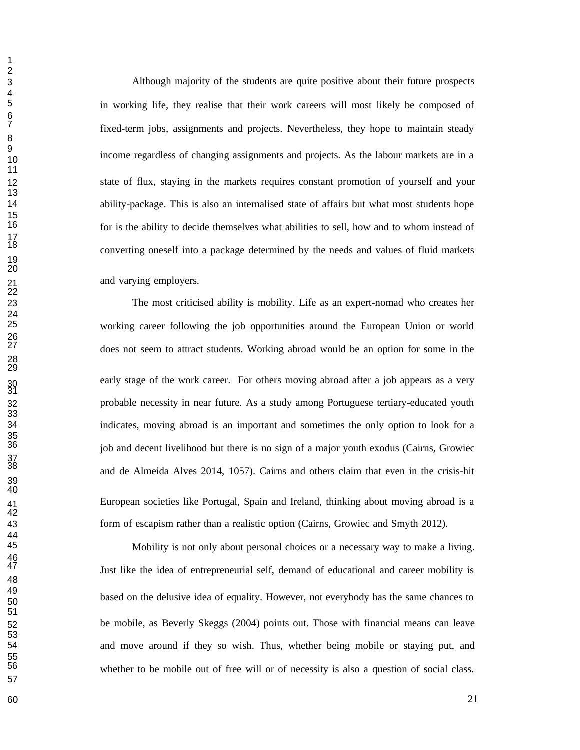Although majority of the students are quite positive about their future prospects in working life, they realise that their work careers will most likely be composed of fixed-term jobs, assignments and projects. Nevertheless, they hope to maintain steady income regardless of changing assignments and projects. As the labour markets are in a state of flux, staying in the markets requires constant promotion of yourself and your ability-package. This is also an internalised state of affairs but what most students hope for is the ability to decide themselves what abilities to sell, how and to whom instead of converting oneself into a package determined by the needs and values of fluid markets and varying employers.

The most criticised ability is mobility. Life as an expert-nomad who creates her working career following the job opportunities around the European Union or world does not seem to attract students. Working abroad would be an option for some in the early stage of the work career. For others moving abroad after a job appears as a very probable necessity in near future. As a study among Portuguese tertiary-educated youth indicates, moving abroad is an important and sometimes the only option to look for a job and decent livelihood but there is no sign of a major youth exodus (Cairns, Growiec and de Almeida Alves 2014, 1057). Cairns and others claim that even in the crisis-hit European societies like Portugal, Spain and Ireland, thinking about moving abroad is a form of escapism rather than a realistic option (Cairns, Growiec and Smyth 2012).

Mobility is not only about personal choices or a necessary way to make a living. Just like the idea of entrepreneurial self, demand of educational and career mobility is based on the delusive idea of equality. However, not everybody has the same chances to be mobile, as Beverly Skeggs (2004) points out. Those with financial means can leave and move around if they so wish. Thus, whether being mobile or staying put, and whether to be mobile out of free will or of necessity is also a question of social class.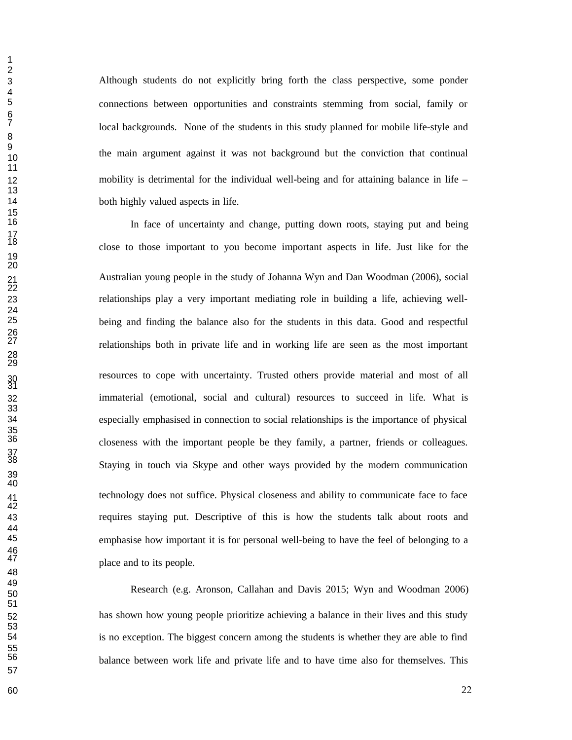Although students do not explicitly bring forth the class perspective, some ponder connections between opportunities and constraints stemming from social, family or local backgrounds. None of the students in this study planned for mobile life-style and the main argument against it was not background but the conviction that continual mobility is detrimental for the individual well-being and for attaining balance in life – both highly valued aspects in life.

In face of uncertainty and change, putting down roots, staying put and being close to those important to you become important aspects in life. Just like for the Australian young people in the study of Johanna Wyn and Dan Woodman (2006), social relationships play a very important mediating role in building a life, achieving well-being and finding the balance also for the students in this data. Good and respectful relationships both in private life and in working life are seen as the most important resources to cope with uncertainty. Trusted others provide material and most of all immaterial (emotional, social and cultural) resources to succeed in life. What is especially emphasised in connection to social relationships is the importance of physical closeness with the important people be they family, a partner, friends or colleagues. Staying in touch via Skype and other ways provided by the modern communication technology does not suffice. Physical closeness and ability to communicate face to face requires staying put. Descriptive of this is how the students talk about roots and emphasise how important it is for personal well-being to have the feel of belonging to a place and to its people.

Research (e.g. Aronson, Callahan and Davis 2015; Wyn and Woodman 2006) has shown how young people prioritize achieving a balance in their lives and this study is no exception. The biggest concern among the students is whether they are able to find balance between work life and private life and to have time also for themselves. This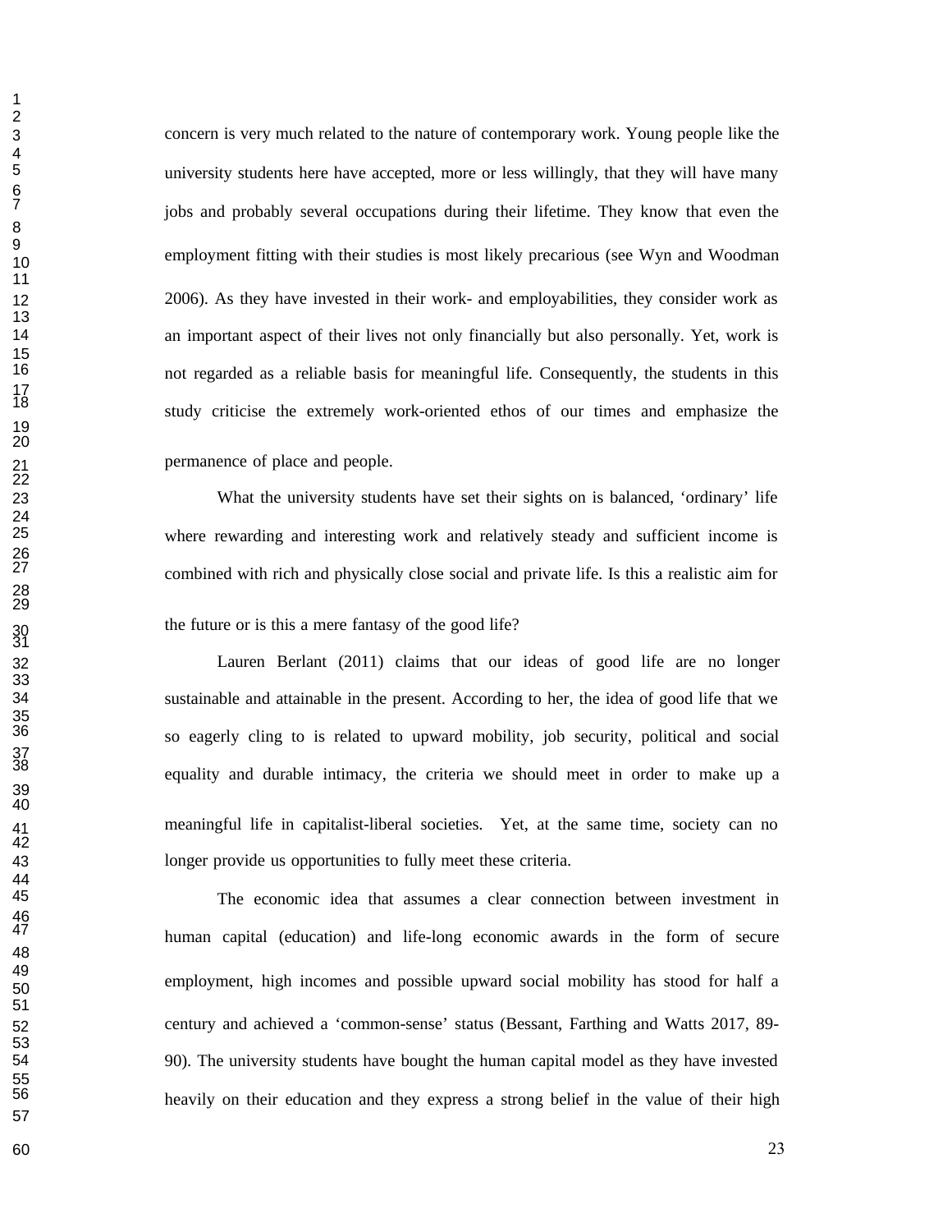concern is very much related to the nature of contemporary work. Young people like the university students here have accepted, more or less willingly, that they will have many jobs and probably several occupations during their lifetime. They know that even the employment fitting with their studies is most likely precarious (see Wyn and Woodman 2006). As they have invested in their work- and employabilities, they consider work as an important aspect of their lives not only financially but also personally. Yet, work is not regarded as a reliable basis for meaningful life. Consequently, the students in this study criticise the extremely work-oriented ethos of our times and emphasize the permanence of place and people.

What the university students have set their sights on is balanced, 'ordinary' life where rewarding and interesting work and relatively steady and sufficient income is combined with rich and physically close social and private life. Is this a realistic aim for the future or is this a mere fantasy of the good life?

Lauren Berlant (2011) claims that our ideas of good life are no longer sustainable and attainable in the present. According to her, the idea of good life that we so eagerly cling to is related to upward mobility, job security, political and social equality and durable intimacy, the criteria we should meet in order to make up a meaningful life in capitalist-liberal societies. Yet, at the same time, society can no longer provide us opportunities to fully meet these criteria.

The economic idea that assumes a clear connection between investment in human capital (education) and life-long economic awards in the form of secure employment, high incomes and possible upward social mobility has stood for half a century and achieved a 'common-sense' status (Bessant, Farthing and Watts 2017, 89-90). The university students have bought the human capital model as they have invested heavily on their education and they express a strong belief in the value of their high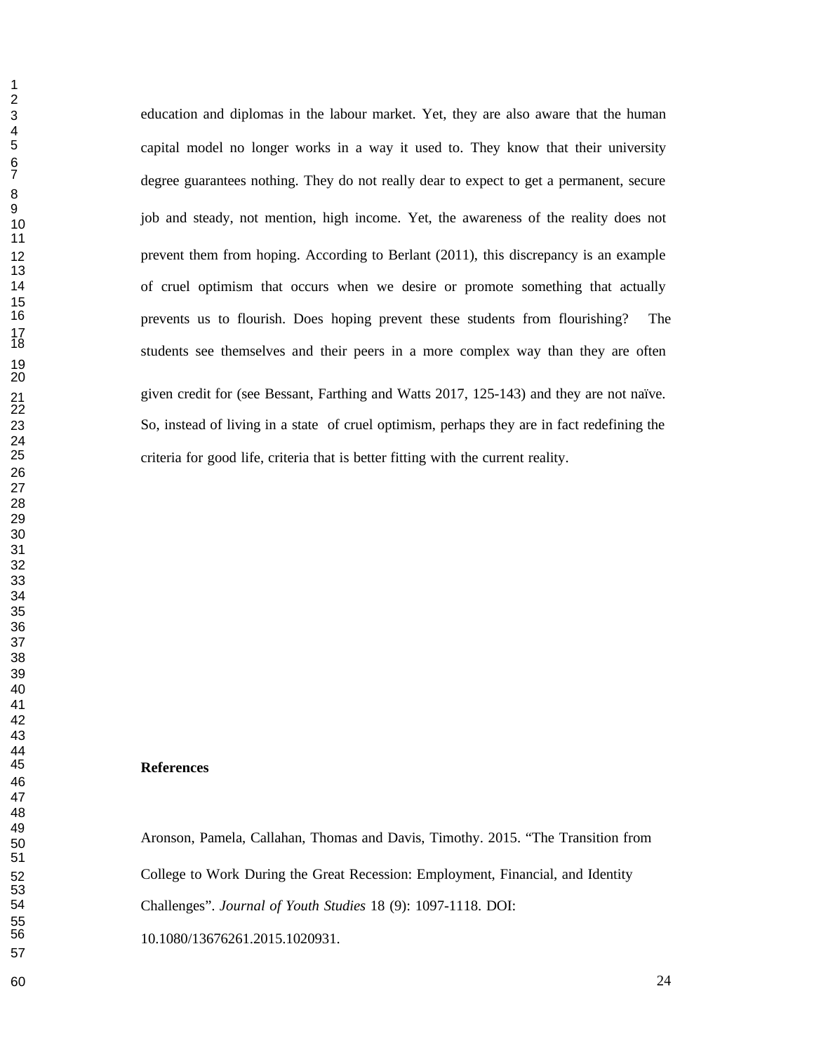education and diplomas in the labour market. Yet, they are also aware that the human capital model no longer works in a way it used to. They know that their university degree guarantees nothing. They do not really dear to expect to get a permanent, secure job and steady, not mention, high income. Yet, the awareness of the reality does not prevent them from hoping. According to Berlant (2011), this discrepancy is an example of cruel optimism that occurs when we desire or promote something that actually prevents us to flourish. Does hoping prevent these students from flourishing? The students see themselves and their peers in a more complex way than they are often given credit for (see Bessant, Farthing and Watts 2017, 125-143) and they are not naïve. So, instead of living in a state of cruel optimism, perhaps they are in fact redefining the criteria for good life, criteria that is better fitting with the current reality.

**References**

Aronson, Pamela, Callahan, Thomas and Davis, Timothy. 2015. "The Transition from College to Work During the Great Recession: Employment, Financial, and Identity Challenges". *Journal of Youth Studies* 18 (9): 1097-1118. DOI: 10.1080/13676261.2015.1020931.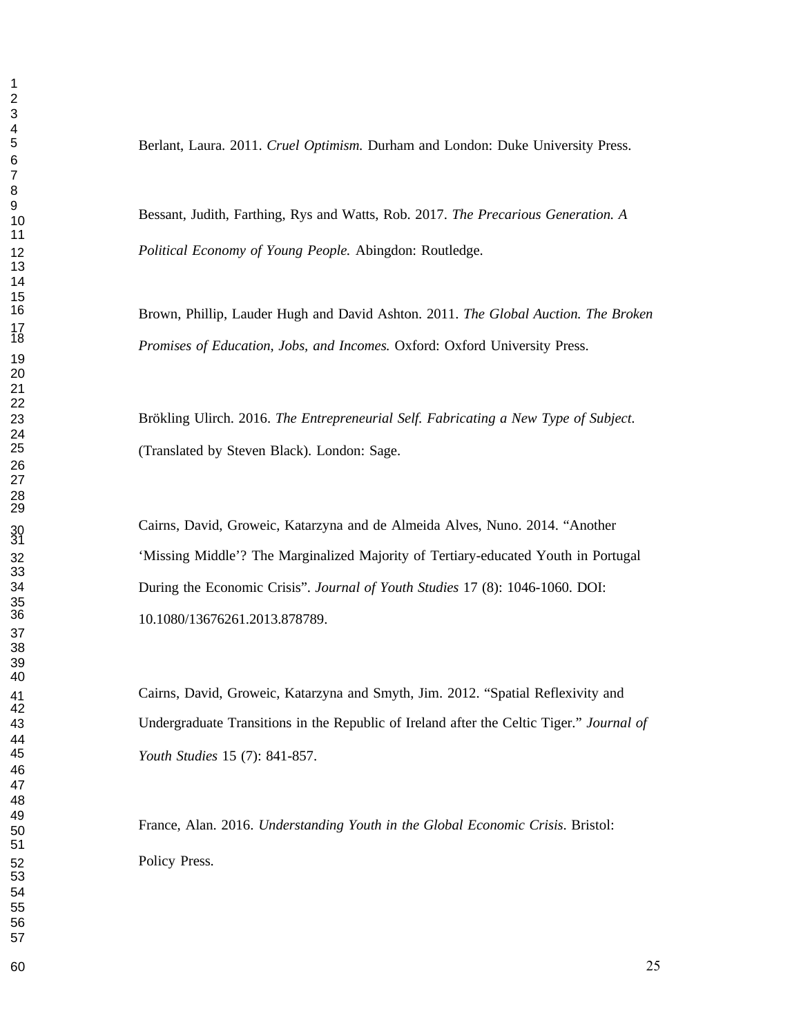Berlant, Laura. 2011. *Cruel Optimism.* Durham and London: Duke University Press.

Bessant, Judith, Farthing, Rys and Watts, Rob. 2017. *The Precarious Generation. A Political Economy of Young People.* Abingdon: Routledge.

Brown, Phillip, Lauder Hugh and David Ashton. 2011. *The Global Auction. The Broken Promises of Education, Jobs, and Incomes.* Oxford: Oxford University Press.

Brökling Ulirch. 2016. *The Entrepreneurial Self. Fabricating a New Type of Subject.* (Translated by Steven Black). London: Sage.

Cairns, David, Groweic, Katarzyna and de Almeida Alves, Nuno. 2014. "Another 'Missing Middle'? The Marginalized Majority of Tertiary-educated Youth in Portugal During the Economic Crisis". *Journal of Youth Studies* 17 (8): 1046-1060. DOI: 10.1080/13676261.2013.878789.

Cairns, David, Groweic, Katarzyna and Smyth, Jim. 2012. "Spatial Reflexivity and Undergraduate Transitions in the Republic of Ireland after the Celtic Tiger." *Journal of Youth Studies* 15 (7): 841-857.

France, Alan. 2016. *Understanding Youth in the Global Economic Crisis*. Bristol: Policy Press.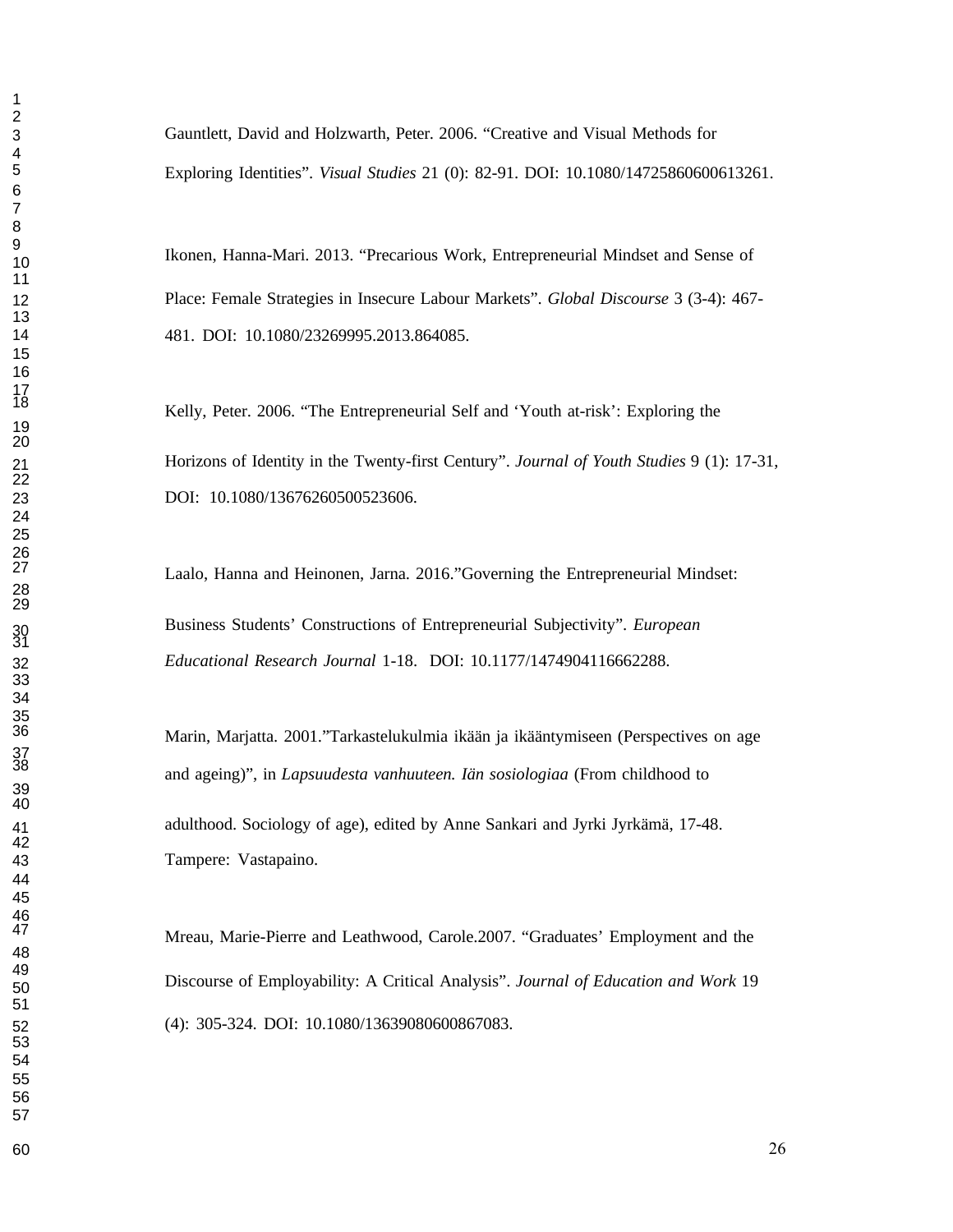Gauntlett, David and Holzwarth, Peter. 2006. "Creative and Visual Methods for Exploring Identities". *Visual Studies* 21 (0): 82-91. DOI: 10.1080/14725860600613261.

Ikonen, Hanna-Mari. 2013. "Precarious Work, Entrepreneurial Mindset and Sense of Place: Female Strategies in Insecure Labour Markets". *Global Discourse* 3 (3-4): 467-481. DOI: 10.1080/23269995.2013.864085.

Kelly, Peter. 2006. "The Entrepreneurial Self and 'Youth at-risk': Exploring the Horizons of Identity in the Twenty-first Century". *Journal of Youth Studies* 9 (1): 17-31, DOI: 10.1080/13676260500523606.

Laalo, Hanna and Heinonen, Jarna. 2016."Governing the Entrepreneurial Mindset: Business Students' Constructions of Entrepreneurial Subjectivity". *European Educational Research Journal* 1-18. DOI: 10.1177/1474904116662288.

Marin, Marjatta. 2001."Tarkastelukulmia ikään ja ikääntymiseen (Perspectives on age and ageing)", in *Lapsuudesta vanhuuteen. Iän sosiologiaa* (From childhood to adulthood. Sociology of age), edited by Anne Sankari and Jyrki Jyrkämä, 17-48. Tampere: Vastapaino.

Mreau, Marie-Pierre and Leathwood, Carole.2007. "Graduates' Employment and the Discourse of Employability: A Critical Analysis". *Journal of Education and Work* 19 (4): 305-324. DOI: 10.1080/13639080600867083.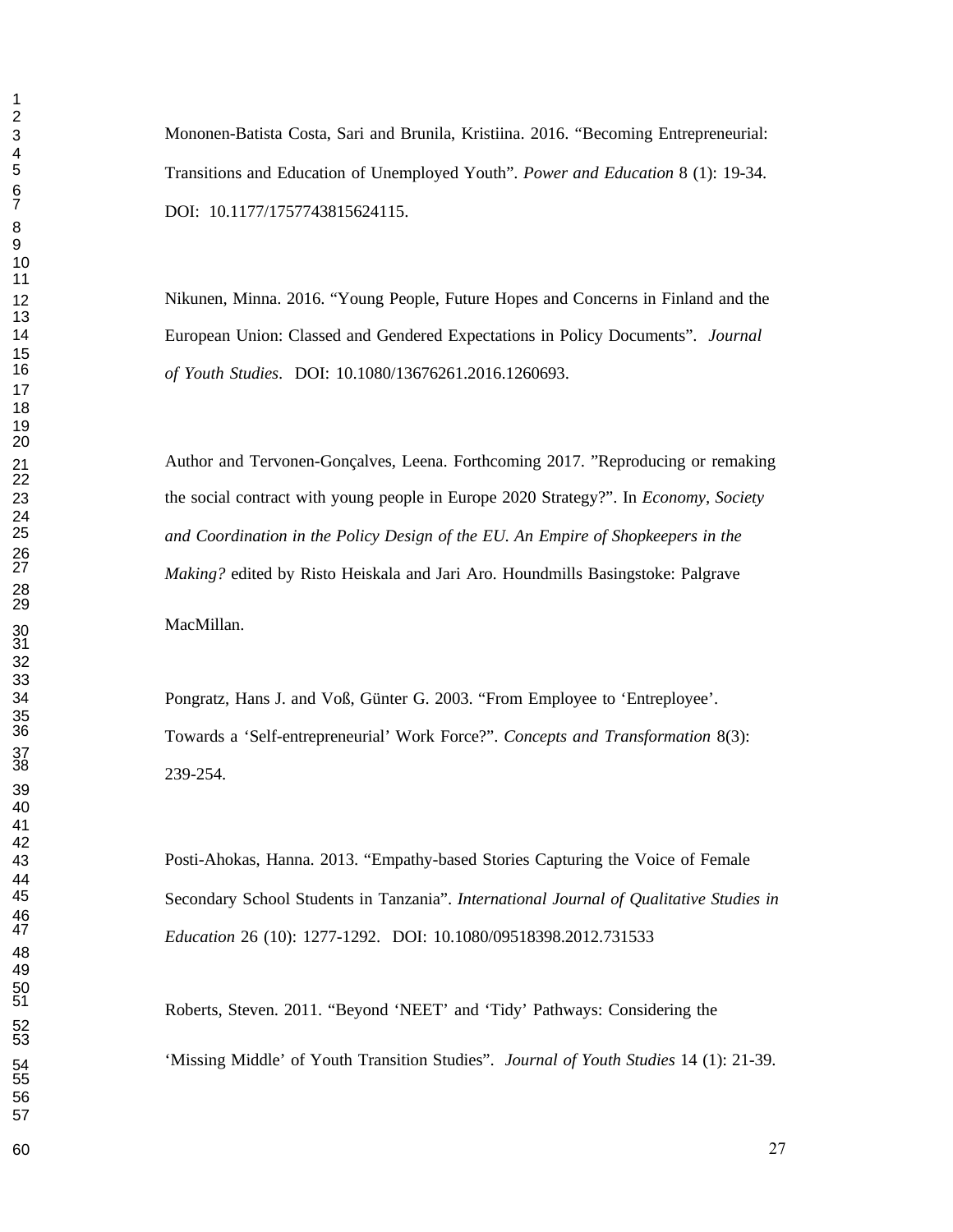Mononen-Batista Costa, Sari and Brunila, Kristiina. 2016. “Becoming Entrepreneurial: Transitions and Education of Unemployed Youth”. *Power and Education* 8 (1): 19-34. DOI: 10.1177/1757743815624115.

Nikunen, Minna. 2016. “Young People, Future Hopes and Concerns in Finland and the European Union: Classed and Gendered Expectations in Policy Documents”. *Journal of Youth Studies*. DOI: 10.1080/13676261.2016.1260693.

Author and Tervonen-Gonçalves, Leena. Forthcoming 2017. ”Reproducing or remaking the social contract with young people in Europe 2020 Strategy?”. In *Economy, Society and Coordination in the Policy Design of the EU. An Empire of Shopkeepers in the Making?* edited by Risto Heiskala and Jari Aro. Houndmills Basingstoke: Palgrave MacMillan.

Pongratz, Hans J. and Voß, Günter G. 2003. “From Employee to ‘Entreployee’. Towards a ‘Self-entrepreneurial’ Work Force?”. *Concepts and Transformation* 8(3): 239-254.

Posti-Ahokas, Hanna. 2013. “Empathy-based Stories Capturing the Voice of Female Secondary School Students in Tanzania”. *International Journal of Qualitative Studies in Education* 26 (10): 1277-1292. DOI: 10.1080/09518398.2012.731533

Roberts, Steven. 2011. “Beyond ‘NEET’ and ‘Tidy’ Pathways: Considering the ‘Missing Middle’ of Youth Transition Studies”. *Journal of Youth Studies* 14 (1): 21-39.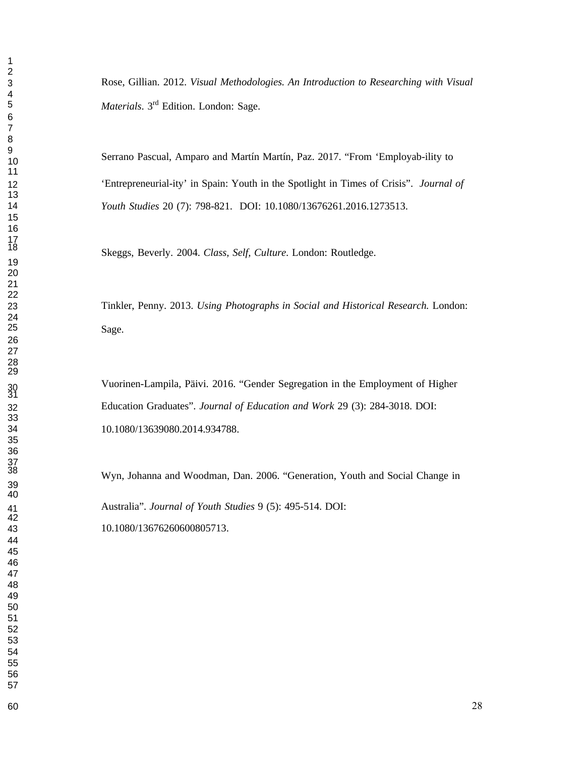Rose, Gillian. 2012. *Visual Methodologies. An Introduction to Researching with Visual Materials*. 3rd Edition. London: Sage.

Serrano Pascual, Amparo and Martín Martín, Paz. 2017. "From 'Employab-ility to 'Entrepreneurial-ity' in Spain: Youth in the Spotlight in Times of Crisis". *Journal of Youth Studies* 20 (7): 798-821. DOI: 10.1080/13676261.2016.1273513.

Skeggs, Beverly. 2004. *Class, Self, Culture*. London: Routledge.

Tinkler, Penny. 2013. *Using Photographs in Social and Historical Research.* London: Sage.

Vuorinen-Lampila, Päivi. 2016. "Gender Segregation in the Employment of Higher Education Graduates". *Journal of Education and Work* 29 (3): 284-3018. DOI: 10.1080/13639080.2014.934788.

Wyn, Johanna and Woodman, Dan. 2006. "Generation, Youth and Social Change in Australia". *Journal of Youth Studies* 9 (5): 495-514. DOI: 10.1080/13676260600805713.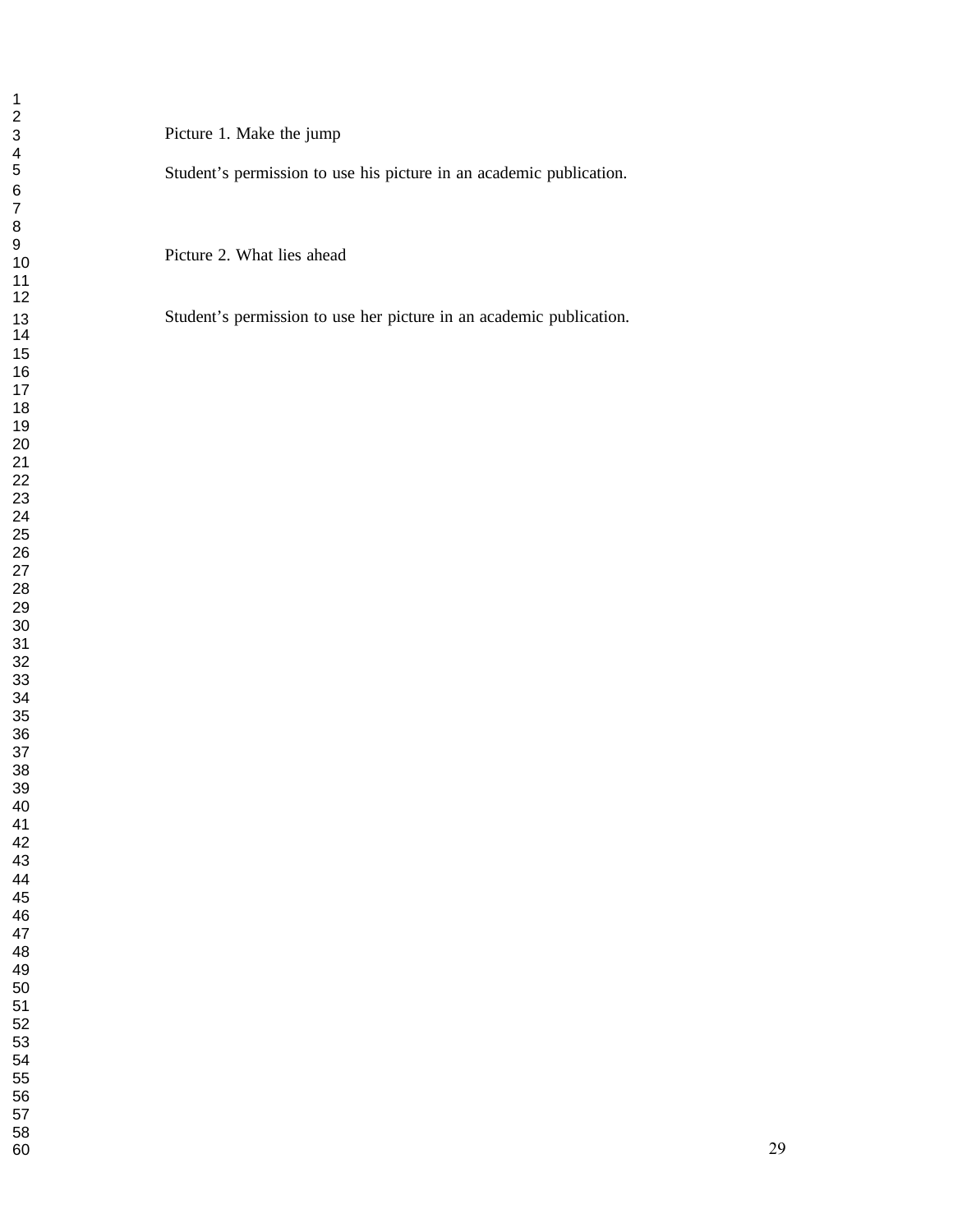Picture 1. Make the jump

Student's permission to use his picture in an academic publication.

Picture 2. What lies ahead

Student's permission to use her picture in an academic publication.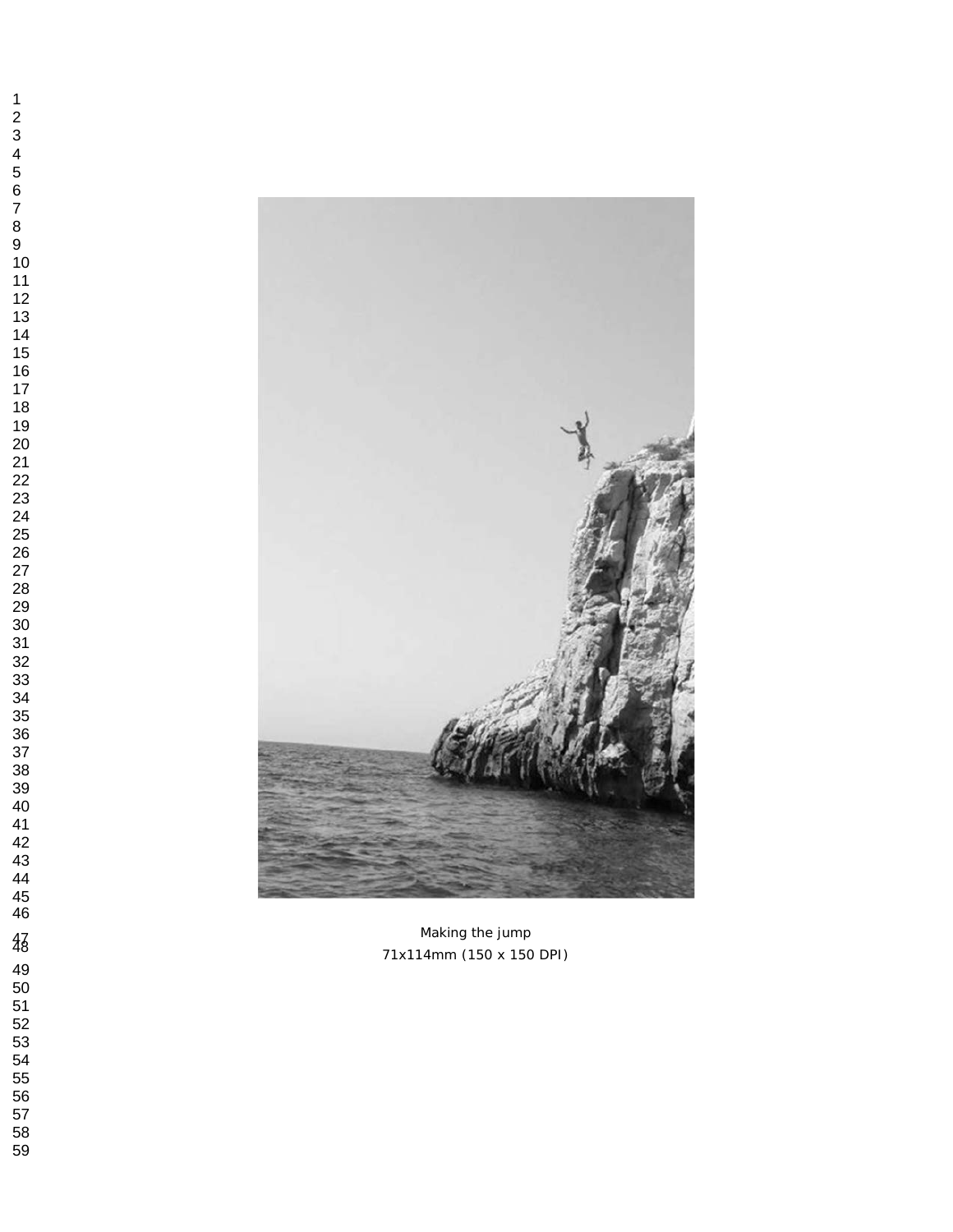Making the jump

71x114mm (150 x 150 DPI)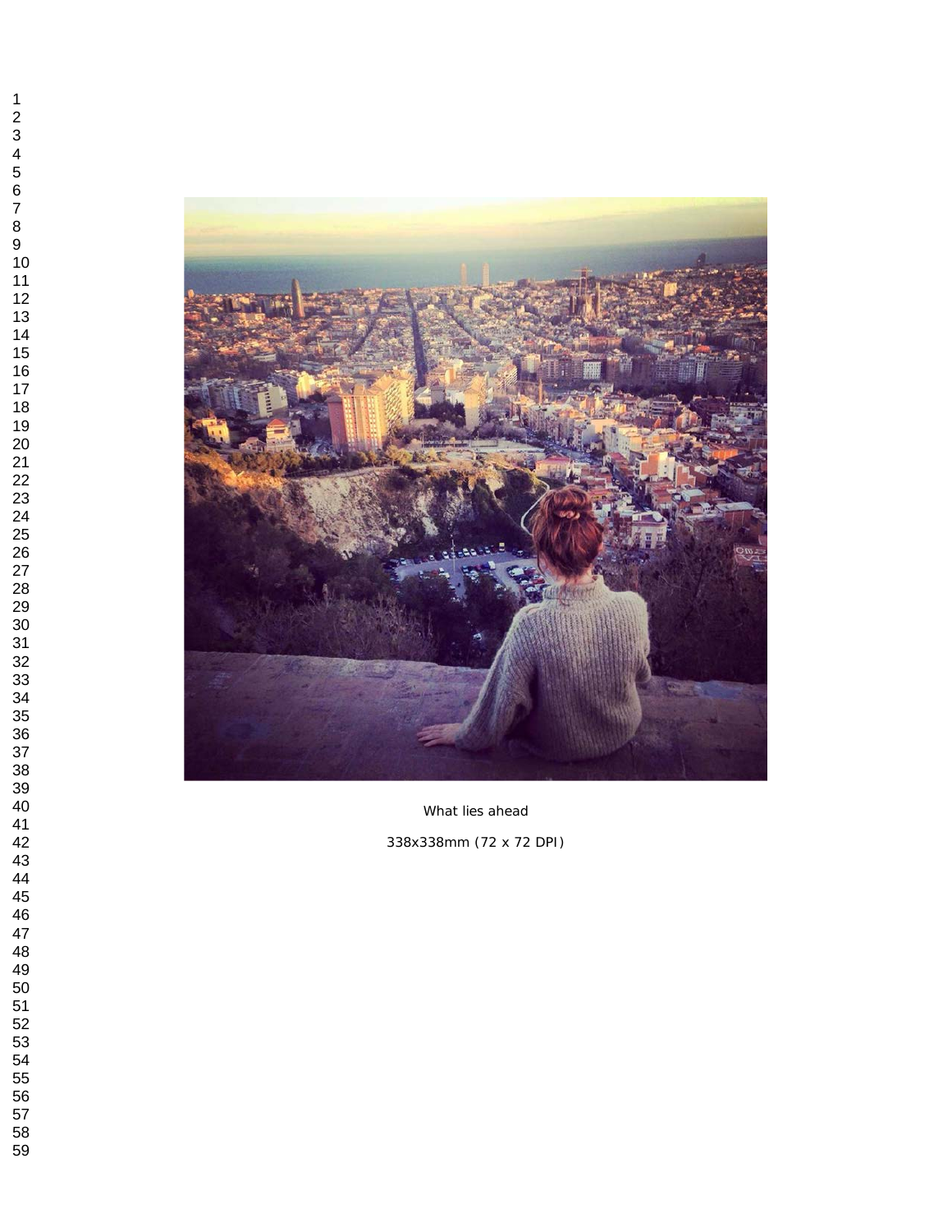What lies ahead

338x338mm (72 x 72 DPI)